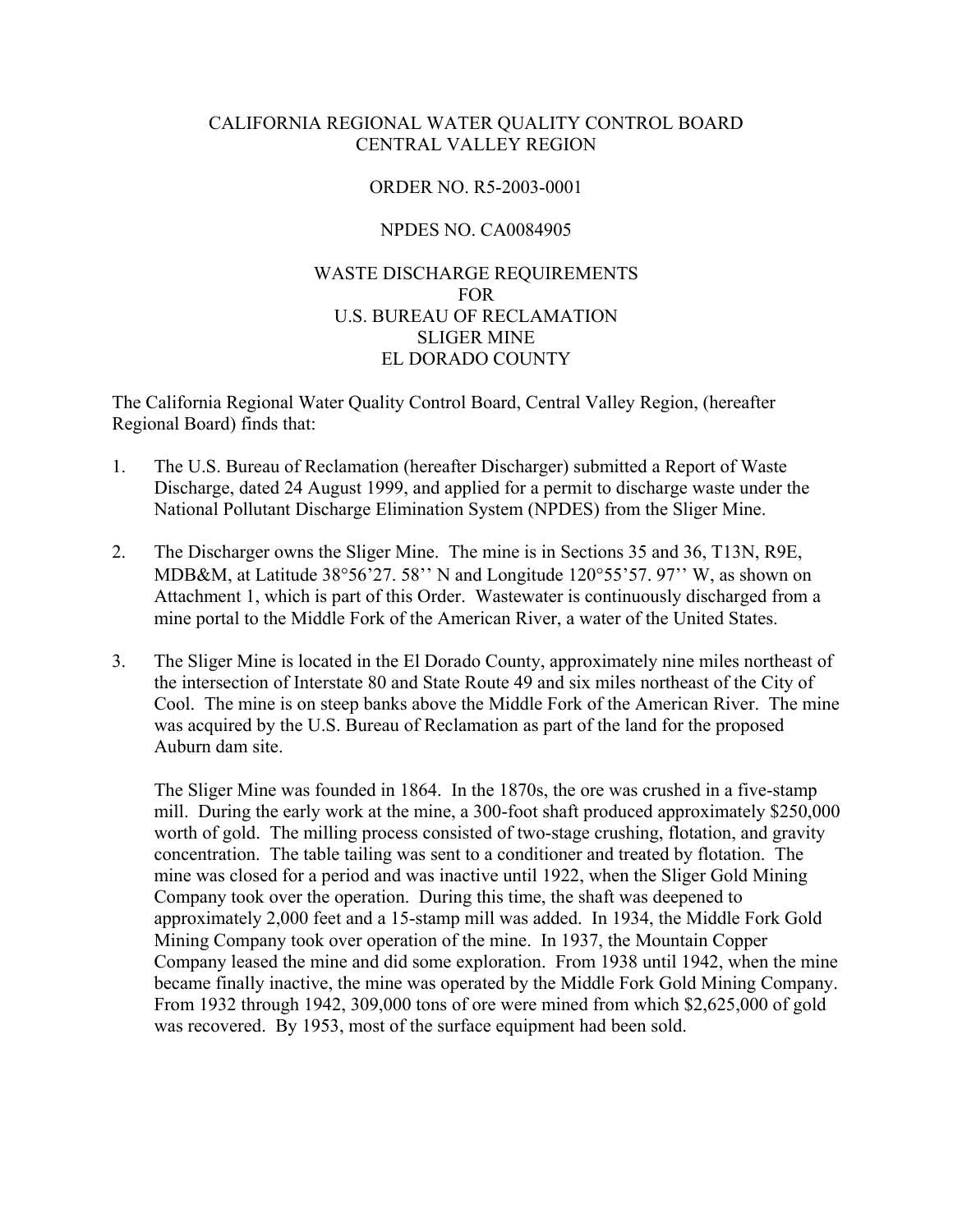CALIFORNIA REGIONAL WATER QUALITY CONTROL BOARD
CENTRAL VALLEY REGION

ORDER NO. R5-2003-0001

NPDES NO. CA0084905

WASTE DISCHARGE REQUIREMENTS
FOR
U.S. BUREAU OF RECLAMATION
SLIGER MINE
EL DORADO COUNTY

The California Regional Water Quality Control Board, Central Valley Region, (hereafter Regional Board) finds that:

1. The U.S. Bureau of Reclamation (hereafter Discharger) submitted a Report of Waste Discharge, dated 24 August 1999, and applied for a permit to discharge waste under the National Pollutant Discharge Elimination System (NPDES) from the Sliger Mine.

2. The Discharger owns the Sliger Mine. The mine is in Sections 35 and 36, T13N, R9E, MDB&M, at Latitude 38°56'27. 58'' N and Longitude 120°55'57. 97'' W, as shown on Attachment 1, which is part of this Order. Wastewater is continuously discharged from a mine portal to the Middle Fork of the American River, a water of the United States.

3. The Sliger Mine is located in the El Dorado County, approximately nine miles northeast of the intersection of Interstate 80 and State Route 49 and six miles northeast of the City of Cool. The mine is on steep banks above the Middle Fork of the American River. The mine was acquired by the U.S. Bureau of Reclamation as part of the land for the proposed Auburn dam site.

   The Sliger Mine was founded in 1864. In the 1870s, the ore was crushed in a five-stamp mill. During the early work at the mine, a 300-foot shaft produced approximately $250,000 worth of gold. The milling process consisted of two-stage crushing, flotation, and gravity concentration. The table tailing was sent to a conditioner and treated by flotation. The mine was closed for a period and was inactive until 1922, when the Sliger Gold Mining Company took over the operation. During this time, the shaft was deepened to approximately 2,000 feet and a 15-stamp mill was added. In 1934, the Middle Fork Gold Mining Company took over operation of the mine. In 1937, the Mountain Copper Company leased the mine and did some exploration. From 1938 until 1942, when the mine became finally inactive, the mine was operated by the Middle Fork Gold Mining Company. From 1932 through 1942, 309,000 tons of ore were mined from which $2,625,000 of gold was recovered. By 1953, most of the surface equipment had been sold.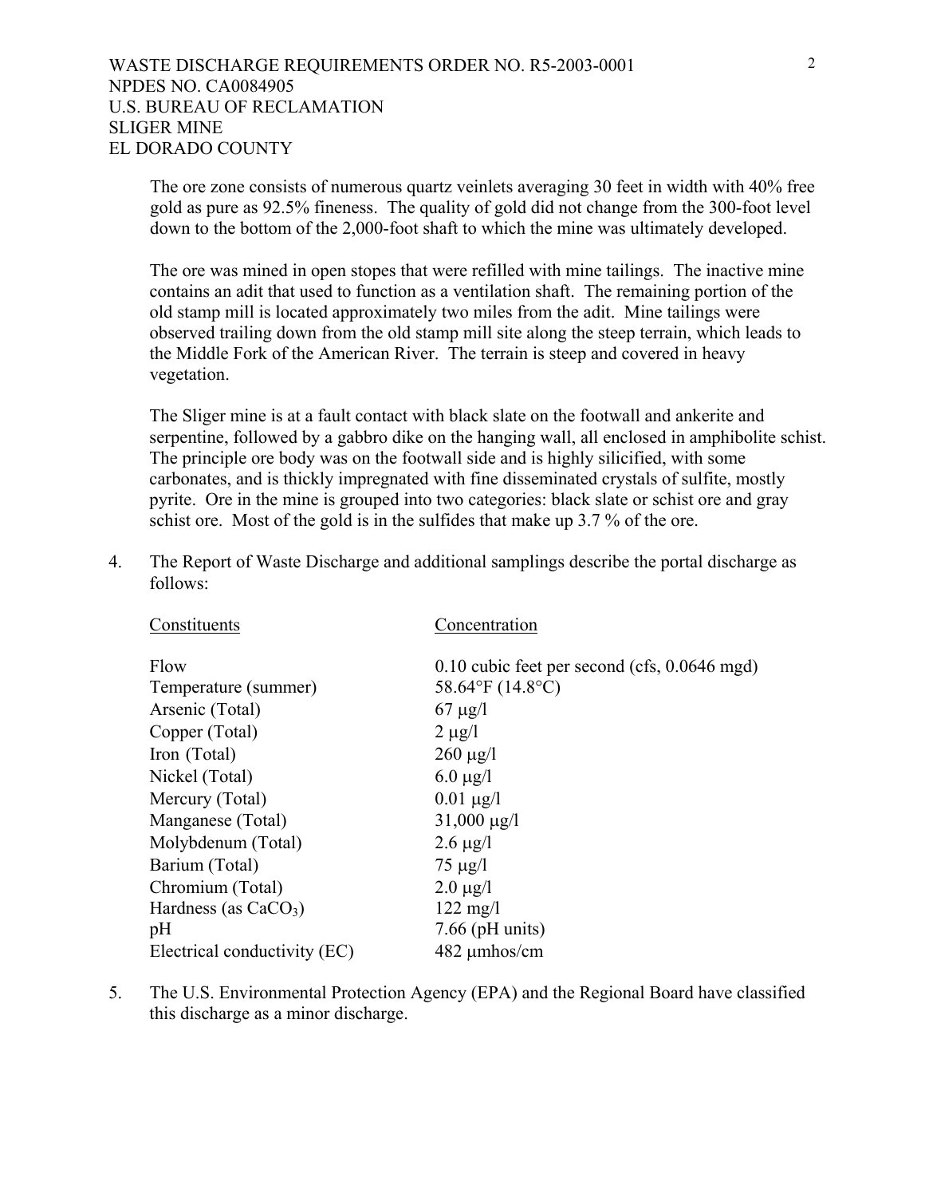The ore zone consists of numerous quartz veinlets averaging 30 feet in width with 40% free gold as pure as 92.5% fineness. The quality of gold did not change from the 300-foot level down to the bottom of the 2,000-foot shaft to which the mine was ultimately developed.

The ore was mined in open stopes that were refilled with mine tailings. The inactive mine contains an adit that used to function as a ventilation shaft. The remaining portion of the old stamp mill is located approximately two miles from the adit. Mine tailings were observed trailing down from the old stamp mill site along the steep terrain, which leads to the Middle Fork of the American River. The terrain is steep and covered in heavy vegetation.

The Sliger mine is at a fault contact with black slate on the footwall and ankerite and serpentine, followed by a gabbro dike on the hanging wall, all enclosed in amphibolite schist. The principle ore body was on the footwall side and is highly silicified, with some carbonates, and is thickly impregnated with fine disseminated crystals of sulfite, mostly pyrite. Ore in the mine is grouped into two categories: black slate or schist ore and gray schist ore. Most of the gold is in the sulfides that make up 3.7 % of the ore.

4. The Report of Waste Discharge and additional samplings describe the portal discharge as follows:

| Constituents | Concentration |
|---|---|
| Flow | 0.10 cubic feet per second (cfs, 0.0646 mgd) |
| Temperature (summer) | 58.64°F (14.8°C) |
| Arsenic (Total) | 67 μg/l |
| Copper (Total) | 2 μg/l |
| Iron (Total) | 260 μg/l |
| Nickel (Total) | 6.0 μg/l |
| Mercury (Total) | 0.01 μg/l |
| Manganese (Total) | 31,000 μg/l |
| Molybdenum (Total) | 2.6 μg/l |
| Barium (Total) | 75 μg/l |
| Chromium (Total) | 2.0 μg/l |
| Hardness (as $CaCO_3$) | 122 mg/l |
| pH | 7.66 (pH units) |
| Electrical conductivity (EC) | 482 μmhos/cm |

5. The U.S. Environmental Protection Agency (EPA) and the Regional Board have classified this discharge as a minor discharge.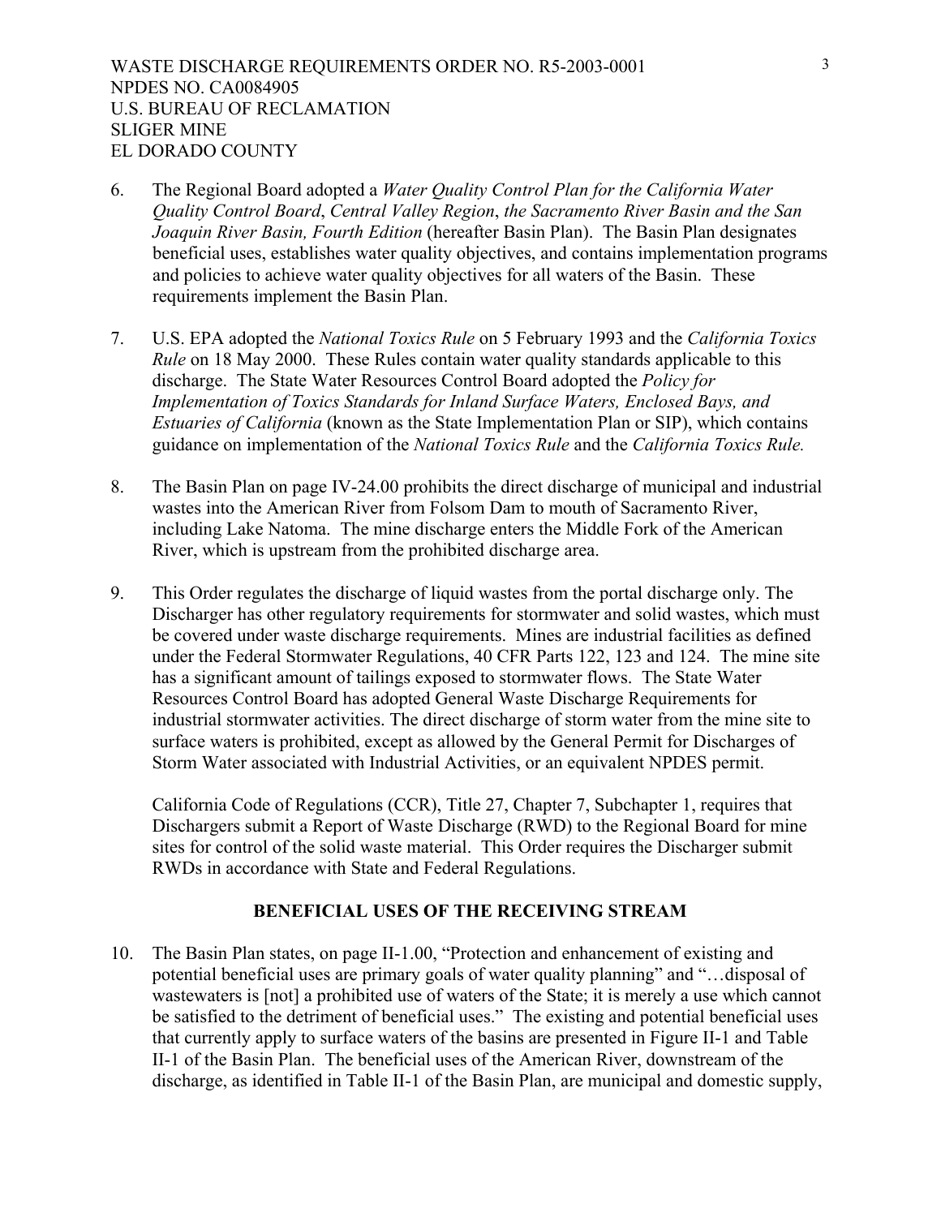6. The Regional Board adopted a *Water Quality Control Plan for the California Water Quality Control Board*, *Central Valley Region*, *the Sacramento River Basin and the San Joaquin River Basin, Fourth Edition* (hereafter Basin Plan). The Basin Plan designates beneficial uses, establishes water quality objectives, and contains implementation programs and policies to achieve water quality objectives for all waters of the Basin. These requirements implement the Basin Plan.

7. U.S. EPA adopted the *National Toxics Rule* on 5 February 1993 and the *California Toxics Rule* on 18 May 2000. These Rules contain water quality standards applicable to this discharge. The State Water Resources Control Board adopted the *Policy for Implementation of Toxics Standards for Inland Surface Waters, Enclosed Bays, and Estuaries of California* (known as the State Implementation Plan or SIP), which contains guidance on implementation of the *National Toxics Rule* and the *California Toxics Rule.*

8. The Basin Plan on page IV-24.00 prohibits the direct discharge of municipal and industrial wastes into the American River from Folsom Dam to mouth of Sacramento River, including Lake Natoma. The mine discharge enters the Middle Fork of the American River, which is upstream from the prohibited discharge area.

9. This Order regulates the discharge of liquid wastes from the portal discharge only. The Discharger has other regulatory requirements for stormwater and solid wastes, which must be covered under waste discharge requirements. Mines are industrial facilities as defined under the Federal Stormwater Regulations, 40 CFR Parts 122, 123 and 124. The mine site has a significant amount of tailings exposed to stormwater flows. The State Water Resources Control Board has adopted General Waste Discharge Requirements for industrial stormwater activities. The direct discharge of storm water from the mine site to surface waters is prohibited, except as allowed by the General Permit for Discharges of Storm Water associated with Industrial Activities, or an equivalent NPDES permit.

   California Code of Regulations (CCR), Title 27, Chapter 7, Subchapter 1, requires that Dischargers submit a Report of Waste Discharge (RWD) to the Regional Board for mine sites for control of the solid waste material. This Order requires the Discharger submit RWDs in accordance with State and Federal Regulations.

## BENEFICIAL USES OF THE RECEIVING STREAM

10. The Basin Plan states, on page II-1.00, "Protection and enhancement of existing and potential beneficial uses are primary goals of water quality planning" and "…disposal of wastewaters is [not] a prohibited use of waters of the State; it is merely a use which cannot be satisfied to the detriment of beneficial uses." The existing and potential beneficial uses that currently apply to surface waters of the basins are presented in Figure II-1 and Table II-1 of the Basin Plan. The beneficial uses of the American River, downstream of the discharge, as identified in Table II-1 of the Basin Plan, are municipal and domestic supply,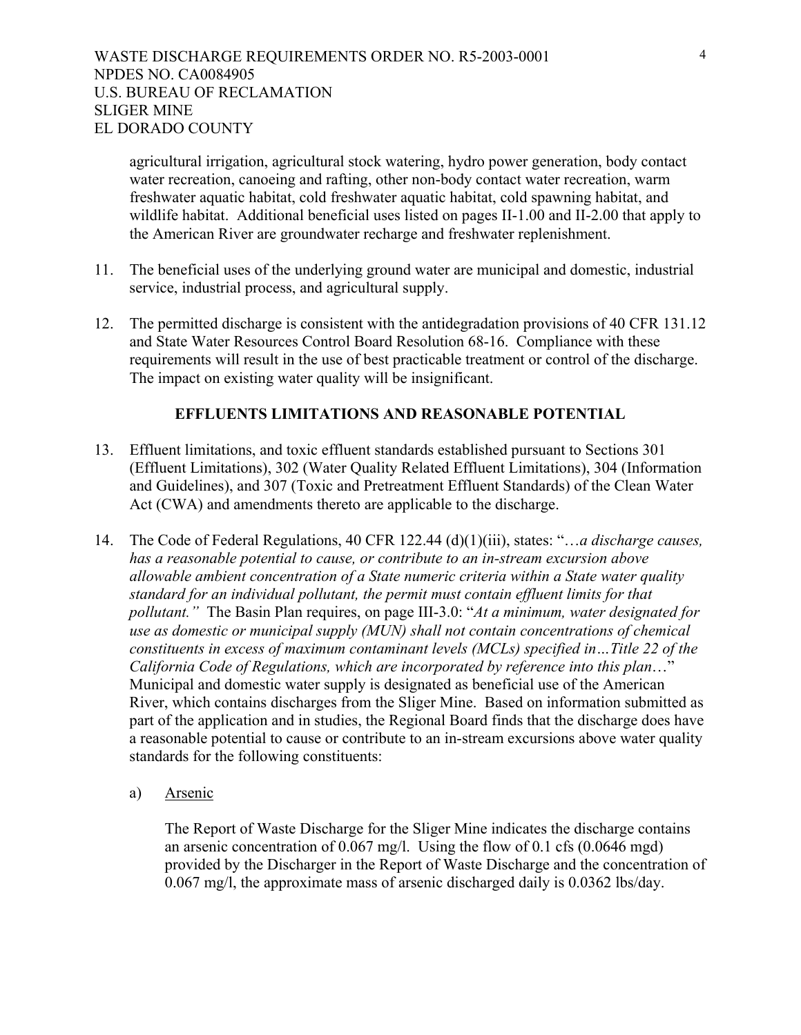agricultural irrigation, agricultural stock watering, hydro power generation, body contact water recreation, canoeing and rafting, other non-body contact water recreation, warm freshwater aquatic habitat, cold freshwater aquatic habitat, cold spawning habitat, and wildlife habitat. Additional beneficial uses listed on pages II-1.00 and II-2.00 that apply to the American River are groundwater recharge and freshwater replenishment.

11. The beneficial uses of the underlying ground water are municipal and domestic, industrial service, industrial process, and agricultural supply.

12. The permitted discharge is consistent with the antidegradation provisions of 40 CFR 131.12 and State Water Resources Control Board Resolution 68-16. Compliance with these requirements will result in the use of best practicable treatment or control of the discharge. The impact on existing water quality will be insignificant.

## EFFLUENTS LIMITATIONS AND REASONABLE POTENTIAL

13. Effluent limitations, and toxic effluent standards established pursuant to Sections 301 (Effluent Limitations), 302 (Water Quality Related Effluent Limitations), 304 (Information and Guidelines), and 307 (Toxic and Pretreatment Effluent Standards) of the Clean Water Act (CWA) and amendments thereto are applicable to the discharge.

14. The Code of Federal Regulations, 40 CFR 122.44 (d)(1)(iii), states: "*…a discharge causes, has a reasonable potential to cause, or contribute to an in-stream excursion above allowable ambient concentration of a State numeric criteria within a State water quality standard for an individual pollutant, the permit must contain effluent limits for that pollutant.*" The Basin Plan requires, on page III-3.0: "*At a minimum, water designated for use as domestic or municipal supply (MUN) shall not contain concentrations of chemical constituents in excess of maximum contaminant levels (MCLs) specified in…Title 22 of the California Code of Regulations, which are incorporated by reference into this plan…*" Municipal and domestic water supply is designated as beneficial use of the American River, which contains discharges from the Sliger Mine. Based on information submitted as part of the application and in studies, the Regional Board finds that the discharge does have a reasonable potential to cause or contribute to an in-stream excursions above water quality standards for the following constituents:

    a) Arsenic

    The Report of Waste Discharge for the Sliger Mine indicates the discharge contains an arsenic concentration of 0.067 mg/l. Using the flow of 0.1 cfs (0.0646 mgd) provided by the Discharger in the Report of Waste Discharge and the concentration of 0.067 mg/l, the approximate mass of arsenic discharged daily is 0.0362 lbs/day.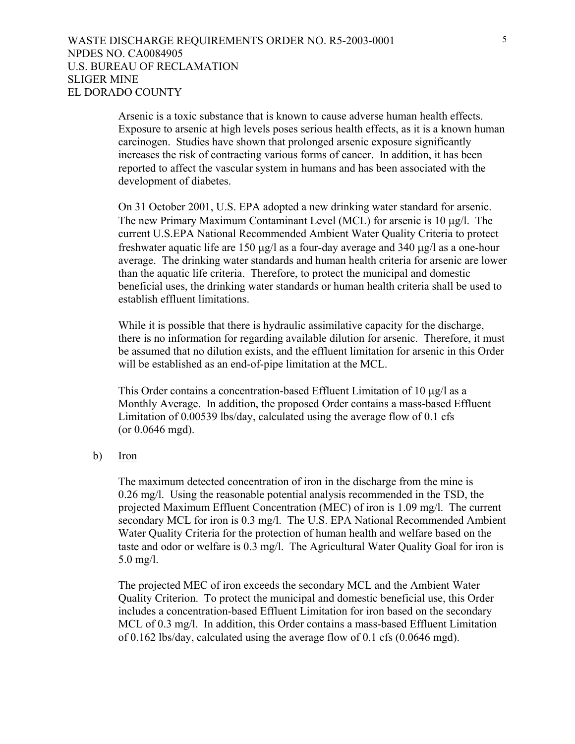Arsenic is a toxic substance that is known to cause adverse human health effects. Exposure to arsenic at high levels poses serious health effects, as it is a known human carcinogen. Studies have shown that prolonged arsenic exposure significantly increases the risk of contracting various forms of cancer. In addition, it has been reported to affect the vascular system in humans and has been associated with the development of diabetes.

On 31 October 2001, U.S. EPA adopted a new drinking water standard for arsenic. The new Primary Maximum Contaminant Level (MCL) for arsenic is 10 μg/l. The current U.S.EPA National Recommended Ambient Water Quality Criteria to protect freshwater aquatic life are 150 μg/l as a four-day average and 340 μg/l as a one-hour average. The drinking water standards and human health criteria for arsenic are lower than the aquatic life criteria. Therefore, to protect the municipal and domestic beneficial uses, the drinking water standards or human health criteria shall be used to establish effluent limitations.

While it is possible that there is hydraulic assimilative capacity for the discharge, there is no information for regarding available dilution for arsenic. Therefore, it must be assumed that no dilution exists, and the effluent limitation for arsenic in this Order will be established as an end-of-pipe limitation at the MCL.

This Order contains a concentration-based Effluent Limitation of 10 μg/l as a Monthly Average. In addition, the proposed Order contains a mass-based Effluent Limitation of 0.00539 lbs/day, calculated using the average flow of 0.1 cfs (or 0.0646 mgd).

b) Iron

The maximum detected concentration of iron in the discharge from the mine is 0.26 mg/l. Using the reasonable potential analysis recommended in the TSD, the projected Maximum Effluent Concentration (MEC) of iron is 1.09 mg/l. The current secondary MCL for iron is 0.3 mg/l. The U.S. EPA National Recommended Ambient Water Quality Criteria for the protection of human health and welfare based on the taste and odor or welfare is 0.3 mg/l. The Agricultural Water Quality Goal for iron is 5.0 mg/l.

The projected MEC of iron exceeds the secondary MCL and the Ambient Water Quality Criterion. To protect the municipal and domestic beneficial use, this Order includes a concentration-based Effluent Limitation for iron based on the secondary MCL of 0.3 mg/l. In addition, this Order contains a mass-based Effluent Limitation of 0.162 lbs/day, calculated using the average flow of 0.1 cfs (0.0646 mgd).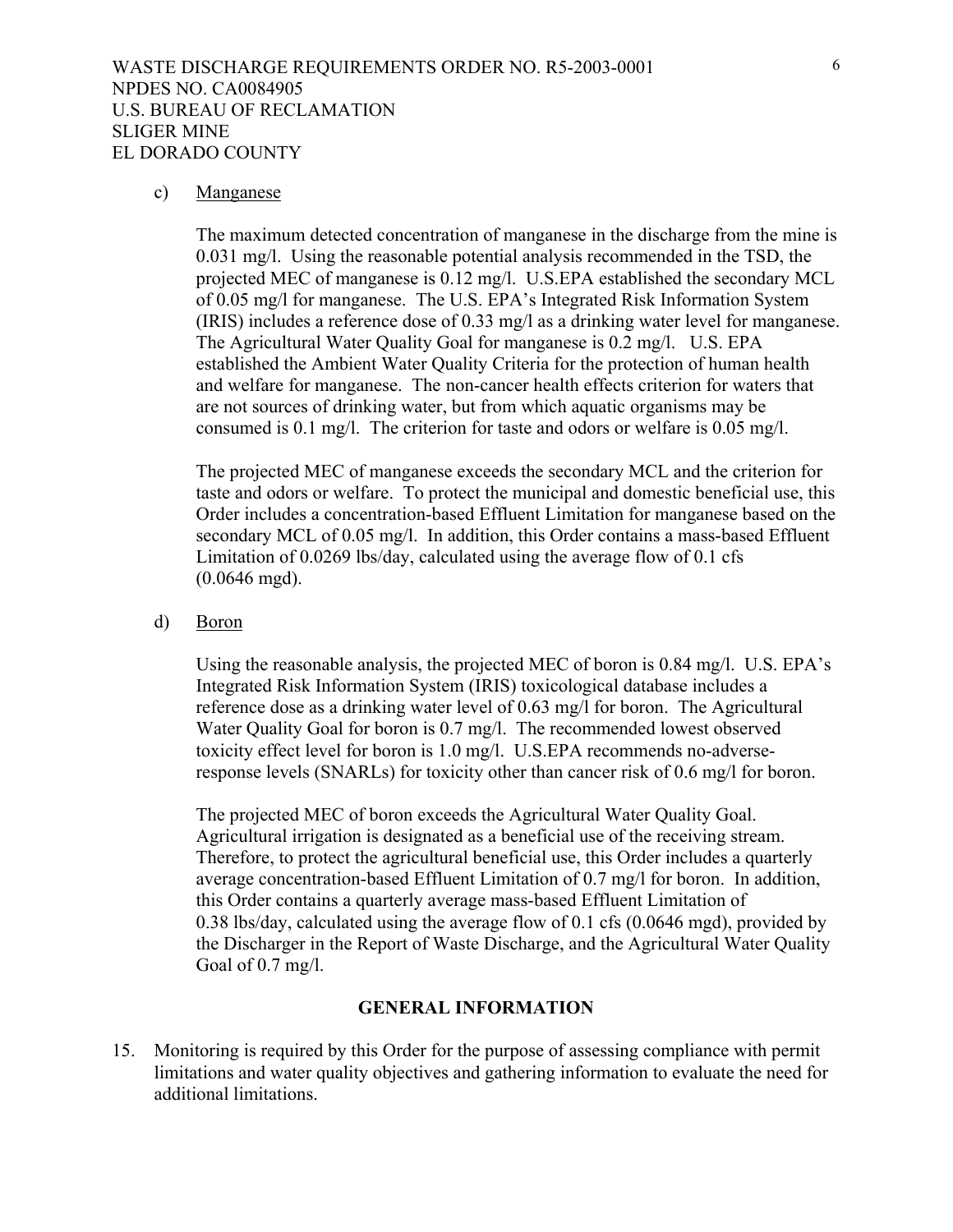c) Manganese

The maximum detected concentration of manganese in the discharge from the mine is 0.031 mg/l. Using the reasonable potential analysis recommended in the TSD, the projected MEC of manganese is 0.12 mg/l. U.S.EPA established the secondary MCL of 0.05 mg/l for manganese. The U.S. EPA's Integrated Risk Information System (IRIS) includes a reference dose of 0.33 mg/l as a drinking water level for manganese. The Agricultural Water Quality Goal for manganese is 0.2 mg/l. U.S. EPA established the Ambient Water Quality Criteria for the protection of human health and welfare for manganese. The non-cancer health effects criterion for waters that are not sources of drinking water, but from which aquatic organisms may be consumed is 0.1 mg/l. The criterion for taste and odors or welfare is 0.05 mg/l.

The projected MEC of manganese exceeds the secondary MCL and the criterion for taste and odors or welfare. To protect the municipal and domestic beneficial use, this Order includes a concentration-based Effluent Limitation for manganese based on the secondary MCL of 0.05 mg/l. In addition, this Order contains a mass-based Effluent Limitation of 0.0269 lbs/day, calculated using the average flow of 0.1 cfs (0.0646 mgd).

d) Boron

Using the reasonable analysis, the projected MEC of boron is 0.84 mg/l. U.S. EPA's Integrated Risk Information System (IRIS) toxicological database includes a reference dose as a drinking water level of 0.63 mg/l for boron. The Agricultural Water Quality Goal for boron is 0.7 mg/l. The recommended lowest observed toxicity effect level for boron is 1.0 mg/l. U.S.EPA recommends no-adverse-response levels (SNARLs) for toxicity other than cancer risk of 0.6 mg/l for boron.

The projected MEC of boron exceeds the Agricultural Water Quality Goal. Agricultural irrigation is designated as a beneficial use of the receiving stream. Therefore, to protect the agricultural beneficial use, this Order includes a quarterly average concentration-based Effluent Limitation of 0.7 mg/l for boron. In addition, this Order contains a quarterly average mass-based Effluent Limitation of 0.38 lbs/day, calculated using the average flow of 0.1 cfs (0.0646 mgd), provided by the Discharger in the Report of Waste Discharge, and the Agricultural Water Quality Goal of 0.7 mg/l.

## GENERAL INFORMATION

15. Monitoring is required by this Order for the purpose of assessing compliance with permit limitations and water quality objectives and gathering information to evaluate the need for additional limitations.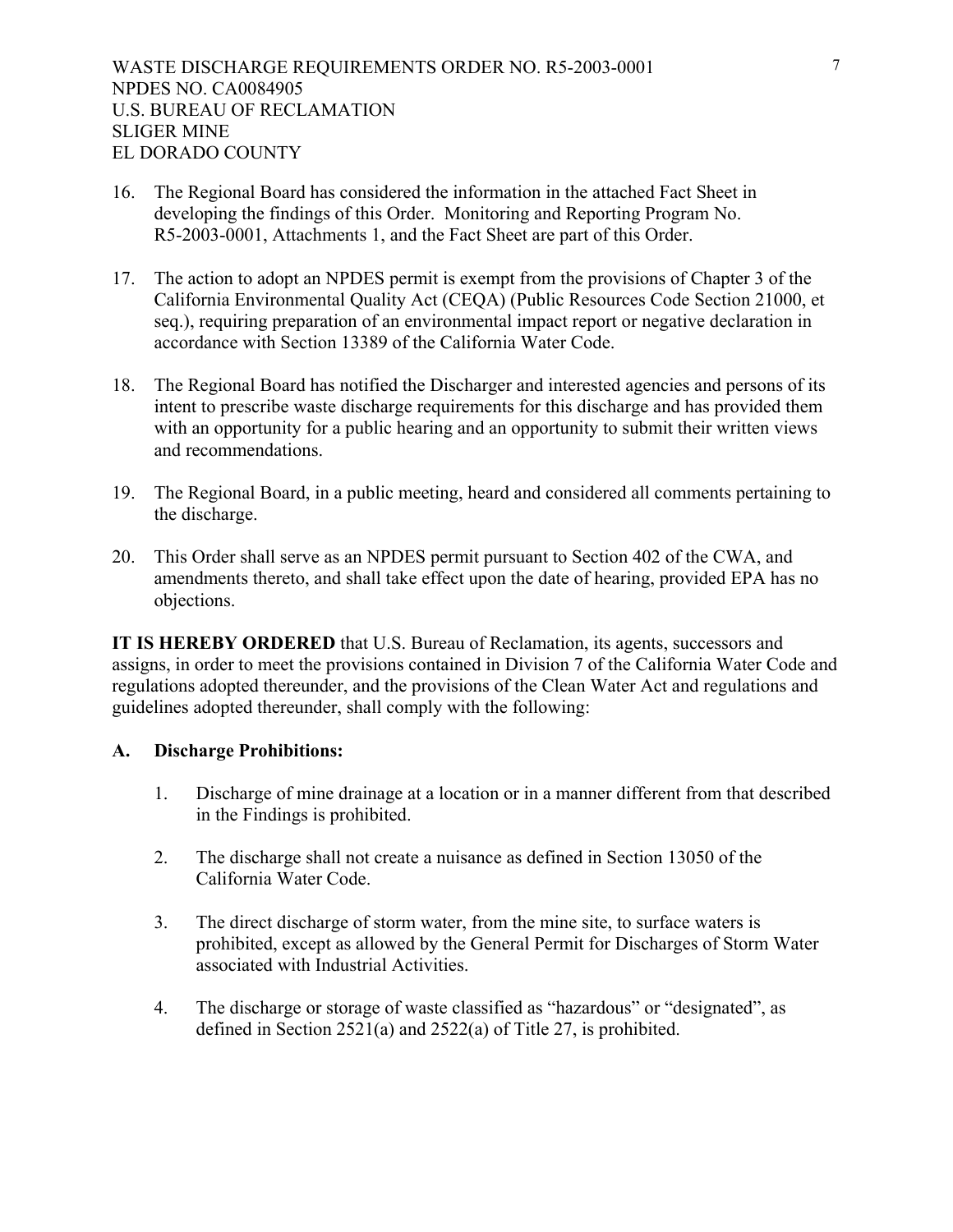16. The Regional Board has considered the information in the attached Fact Sheet in developing the findings of this Order. Monitoring and Reporting Program No. R5-2003-0001, Attachments 1, and the Fact Sheet are part of this Order.

17. The action to adopt an NPDES permit is exempt from the provisions of Chapter 3 of the California Environmental Quality Act (CEQA) (Public Resources Code Section 21000, et seq.), requiring preparation of an environmental impact report or negative declaration in accordance with Section 13389 of the California Water Code.

18. The Regional Board has notified the Discharger and interested agencies and persons of its intent to prescribe waste discharge requirements for this discharge and has provided them with an opportunity for a public hearing and an opportunity to submit their written views and recommendations.

19. The Regional Board, in a public meeting, heard and considered all comments pertaining to the discharge.

20. This Order shall serve as an NPDES permit pursuant to Section 402 of the CWA, and amendments thereto, and shall take effect upon the date of hearing, provided EPA has no objections.

**IT IS HEREBY ORDERED** that U.S. Bureau of Reclamation, its agents, successors and assigns, in order to meet the provisions contained in Division 7 of the California Water Code and regulations adopted thereunder, and the provisions of the Clean Water Act and regulations and guidelines adopted thereunder, shall comply with the following:

**A. Discharge Prohibitions:**

1. Discharge of mine drainage at a location or in a manner different from that described in the Findings is prohibited.

2. The discharge shall not create a nuisance as defined in Section 13050 of the California Water Code.

3. The direct discharge of storm water, from the mine site, to surface waters is prohibited, except as allowed by the General Permit for Discharges of Storm Water associated with Industrial Activities.

4. The discharge or storage of waste classified as "hazardous" or "designated", as defined in Section 2521(a) and 2522(a) of Title 27, is prohibited.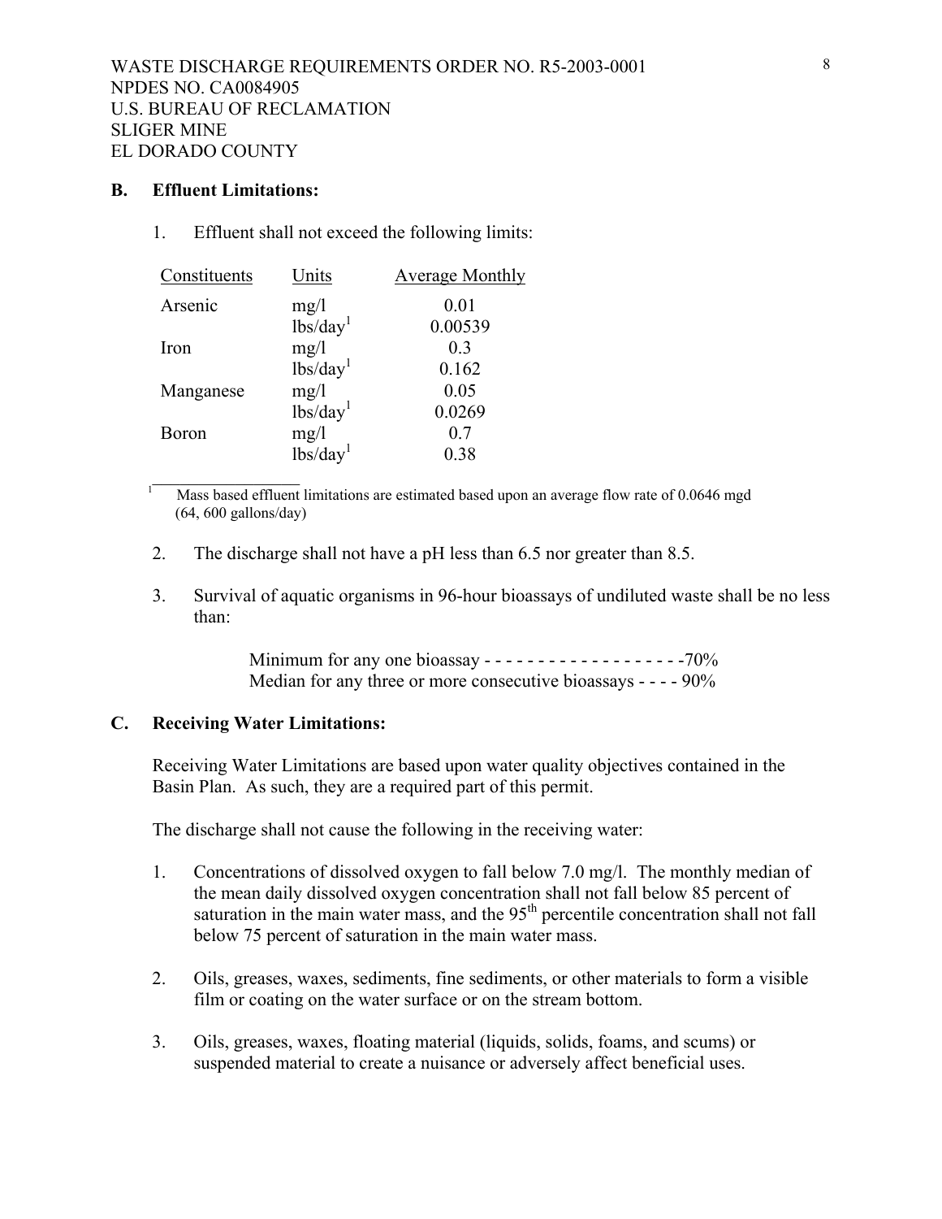WASTE DISCHARGE REQUIREMENTS ORDER NO. R5-2003-0001
NPDES NO. CA0084905
U.S. BUREAU OF RECLAMATION
SLIGER MINE
EL DORADO COUNTY

**B. Effluent Limitations:**

1. Effluent shall not exceed the following limits:

| Constituents | Units | Average Monthly |
|---|---|---|
| Arsenic | mg/l | 0.01 |
| | lbs/day[1] | 0.00539 |
| Iron | mg/l | 0.3 |
| | lbs/day[1] | 0.162 |
| Manganese | mg/l | 0.05 |
| | lbs/day[1] | 0.0269 |
| Boron | mg/l | 0.7 |
| | lbs/day[1] | 0.38 |

[1] Mass based effluent limitations are estimated based upon an average flow rate of 0.0646 mgd (64, 600 gallons/day)

2. The discharge shall not have a pH less than 6.5 nor greater than 8.5.

3. Survival of aquatic organisms in 96-hour bioassays of undiluted waste shall be no less than:

   Minimum for any one bioassay - - - - - - - - - - - - - - - - - - -70%
   Median for any three or more consecutive bioassays - - - - 90%

**C. Receiving Water Limitations:**

Receiving Water Limitations are based upon water quality objectives contained in the Basin Plan. As such, they are a required part of this permit.

The discharge shall not cause the following in the receiving water:

1. Concentrations of dissolved oxygen to fall below 7.0 mg/l. The monthly median of the mean daily dissolved oxygen concentration shall not fall below 85 percent of saturation in the main water mass, and the $95^{th}$ percentile concentration shall not fall below 75 percent of saturation in the main water mass.

2. Oils, greases, waxes, sediments, fine sediments, or other materials to form a visible film or coating on the water surface or on the stream bottom.

3. Oils, greases, waxes, floating material (liquids, solids, foams, and scums) or suspended material to create a nuisance or adversely affect beneficial uses.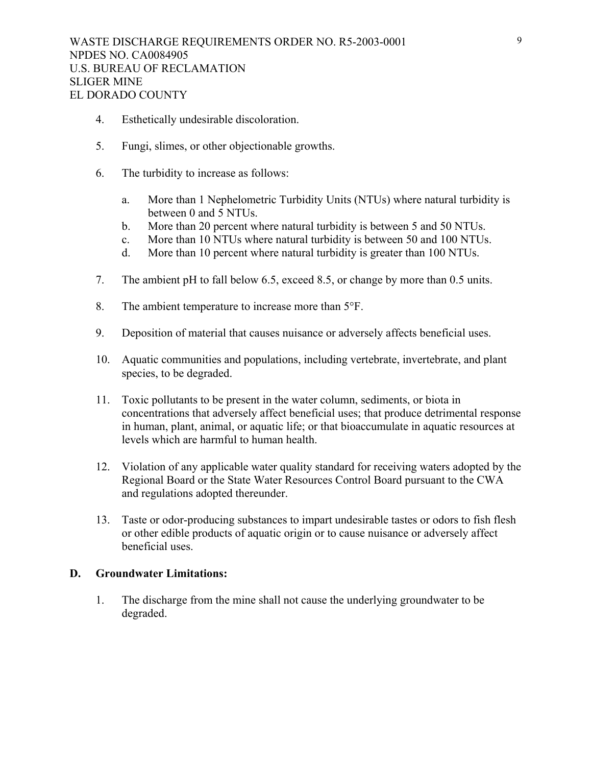4. Esthetically undesirable discoloration.

5. Fungi, slimes, or other objectionable growths.

6. The turbidity to increase as follows:

   a. More than 1 Nephelometric Turbidity Units (NTUs) where natural turbidity is between 0 and 5 NTUs.
   b. More than 20 percent where natural turbidity is between 5 and 50 NTUs.
   c. More than 10 NTUs where natural turbidity is between 50 and 100 NTUs.
   d. More than 10 percent where natural turbidity is greater than 100 NTUs.

7. The ambient pH to fall below 6.5, exceed 8.5, or change by more than 0.5 units.

8. The ambient temperature to increase more than 5°F.

9. Deposition of material that causes nuisance or adversely affects beneficial uses.

10. Aquatic communities and populations, including vertebrate, invertebrate, and plant species, to be degraded.

11. Toxic pollutants to be present in the water column, sediments, or biota in concentrations that adversely affect beneficial uses; that produce detrimental response in human, plant, animal, or aquatic life; or that bioaccumulate in aquatic resources at levels which are harmful to human health.

12. Violation of any applicable water quality standard for receiving waters adopted by the Regional Board or the State Water Resources Control Board pursuant to the CWA and regulations adopted thereunder.

13. Taste or odor-producing substances to impart undesirable tastes or odors to fish flesh or other edible products of aquatic origin or to cause nuisance or adversely affect beneficial uses.

## D. Groundwater Limitations:

1. The discharge from the mine shall not cause the underlying groundwater to be degraded.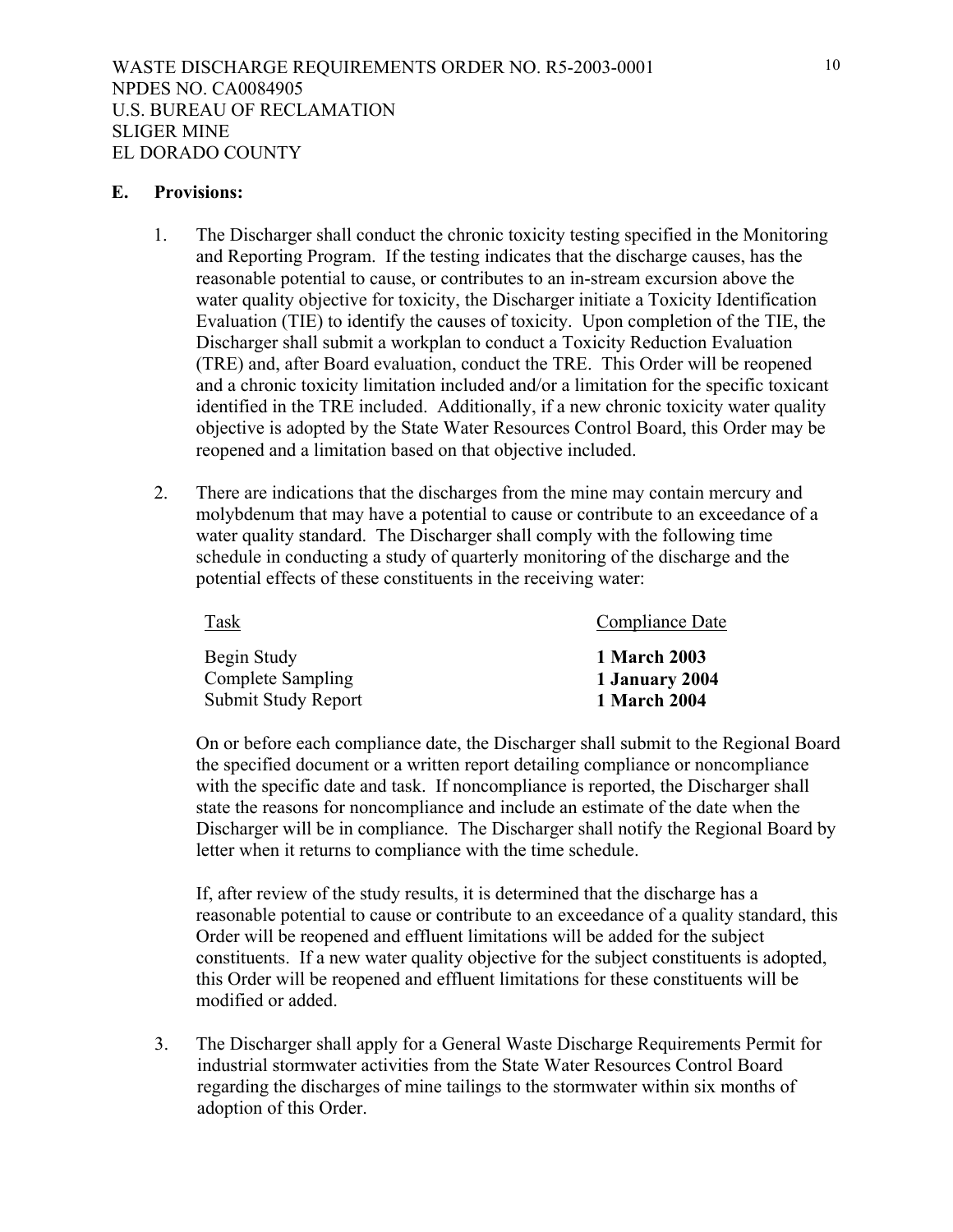**E. Provisions:**

1. The Discharger shall conduct the chronic toxicity testing specified in the Monitoring and Reporting Program. If the testing indicates that the discharge causes, has the reasonable potential to cause, or contributes to an in-stream excursion above the water quality objective for toxicity, the Discharger initiate a Toxicity Identification Evaluation (TIE) to identify the causes of toxicity. Upon completion of the TIE, the Discharger shall submit a workplan to conduct a Toxicity Reduction Evaluation (TRE) and, after Board evaluation, conduct the TRE. This Order will be reopened and a chronic toxicity limitation included and/or a limitation for the specific toxicant identified in the TRE included. Additionally, if a new chronic toxicity water quality objective is adopted by the State Water Resources Control Board, this Order may be reopened and a limitation based on that objective included.

2. There are indications that the discharges from the mine may contain mercury and molybdenum that may have a potential to cause or contribute to an exceedance of a water quality standard. The Discharger shall comply with the following time schedule in conducting a study of quarterly monitoring of the discharge and the potential effects of these constituents in the receiving water:

| Task | Compliance Date |
|---|---|
| Begin Study | **1 March 2003** |
| Complete Sampling | **1 January 2004** |
| Submit Study Report | **1 March 2004** |

On or before each compliance date, the Discharger shall submit to the Regional Board the specified document or a written report detailing compliance or noncompliance with the specific date and task. If noncompliance is reported, the Discharger shall state the reasons for noncompliance and include an estimate of the date when the Discharger will be in compliance. The Discharger shall notify the Regional Board by letter when it returns to compliance with the time schedule.

If, after review of the study results, it is determined that the discharge has a reasonable potential to cause or contribute to an exceedance of a quality standard, this Order will be reopened and effluent limitations will be added for the subject constituents. If a new water quality objective for the subject constituents is adopted, this Order will be reopened and effluent limitations for these constituents will be modified or added.

3. The Discharger shall apply for a General Waste Discharge Requirements Permit for industrial stormwater activities from the State Water Resources Control Board regarding the discharges of mine tailings to the stormwater within six months of adoption of this Order.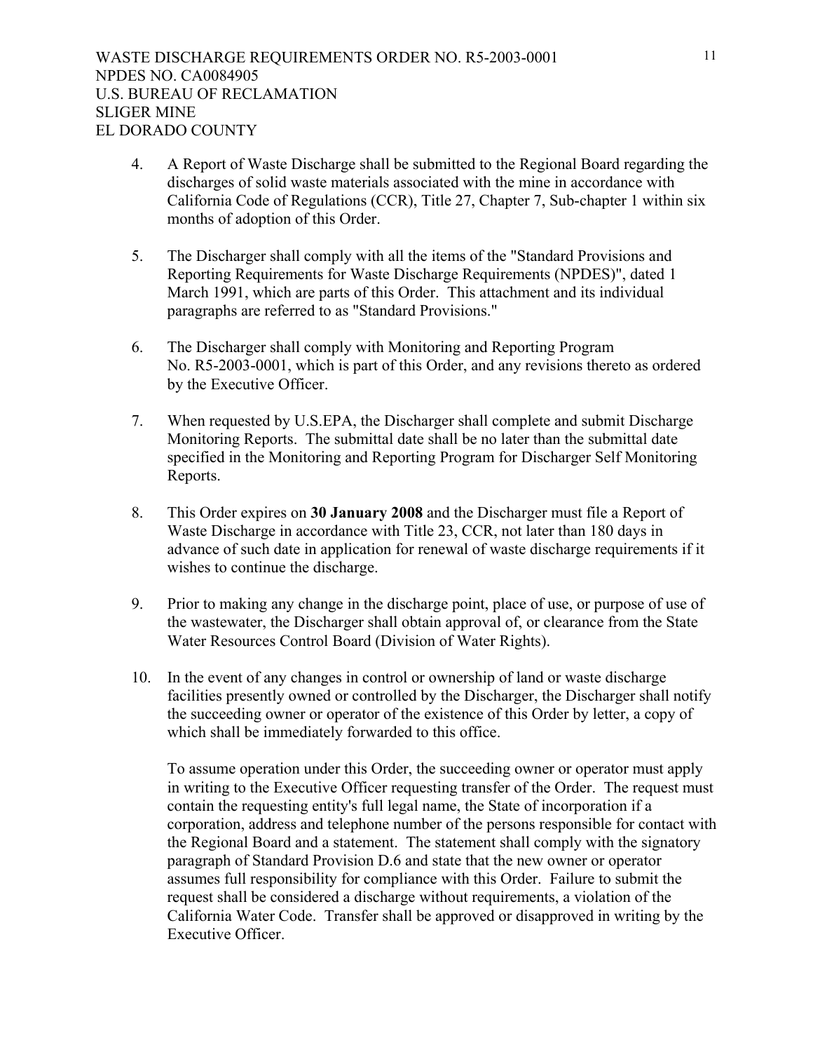4. A Report of Waste Discharge shall be submitted to the Regional Board regarding the discharges of solid waste materials associated with the mine in accordance with California Code of Regulations (CCR), Title 27, Chapter 7, Sub-chapter 1 within six months of adoption of this Order.

5. The Discharger shall comply with all the items of the "Standard Provisions and Reporting Requirements for Waste Discharge Requirements (NPDES)", dated 1 March 1991, which are parts of this Order. This attachment and its individual paragraphs are referred to as "Standard Provisions."

6. The Discharger shall comply with Monitoring and Reporting Program No. R5-2003-0001, which is part of this Order, and any revisions thereto as ordered by the Executive Officer.

7. When requested by U.S.EPA, the Discharger shall complete and submit Discharge Monitoring Reports. The submittal date shall be no later than the submittal date specified in the Monitoring and Reporting Program for Discharger Self Monitoring Reports.

8. This Order expires on **30 January 2008** and the Discharger must file a Report of Waste Discharge in accordance with Title 23, CCR, not later than 180 days in advance of such date in application for renewal of waste discharge requirements if it wishes to continue the discharge.

9. Prior to making any change in the discharge point, place of use, or purpose of use of the wastewater, the Discharger shall obtain approval of, or clearance from the State Water Resources Control Board (Division of Water Rights).

10. In the event of any changes in control or ownership of land or waste discharge facilities presently owned or controlled by the Discharger, the Discharger shall notify the succeeding owner or operator of the existence of this Order by letter, a copy of which shall be immediately forwarded to this office.

    To assume operation under this Order, the succeeding owner or operator must apply in writing to the Executive Officer requesting transfer of the Order. The request must contain the requesting entity's full legal name, the State of incorporation if a corporation, address and telephone number of the persons responsible for contact with the Regional Board and a statement. The statement shall comply with the signatory paragraph of Standard Provision D.6 and state that the new owner or operator assumes full responsibility for compliance with this Order. Failure to submit the request shall be considered a discharge without requirements, a violation of the California Water Code. Transfer shall be approved or disapproved in writing by the Executive Officer.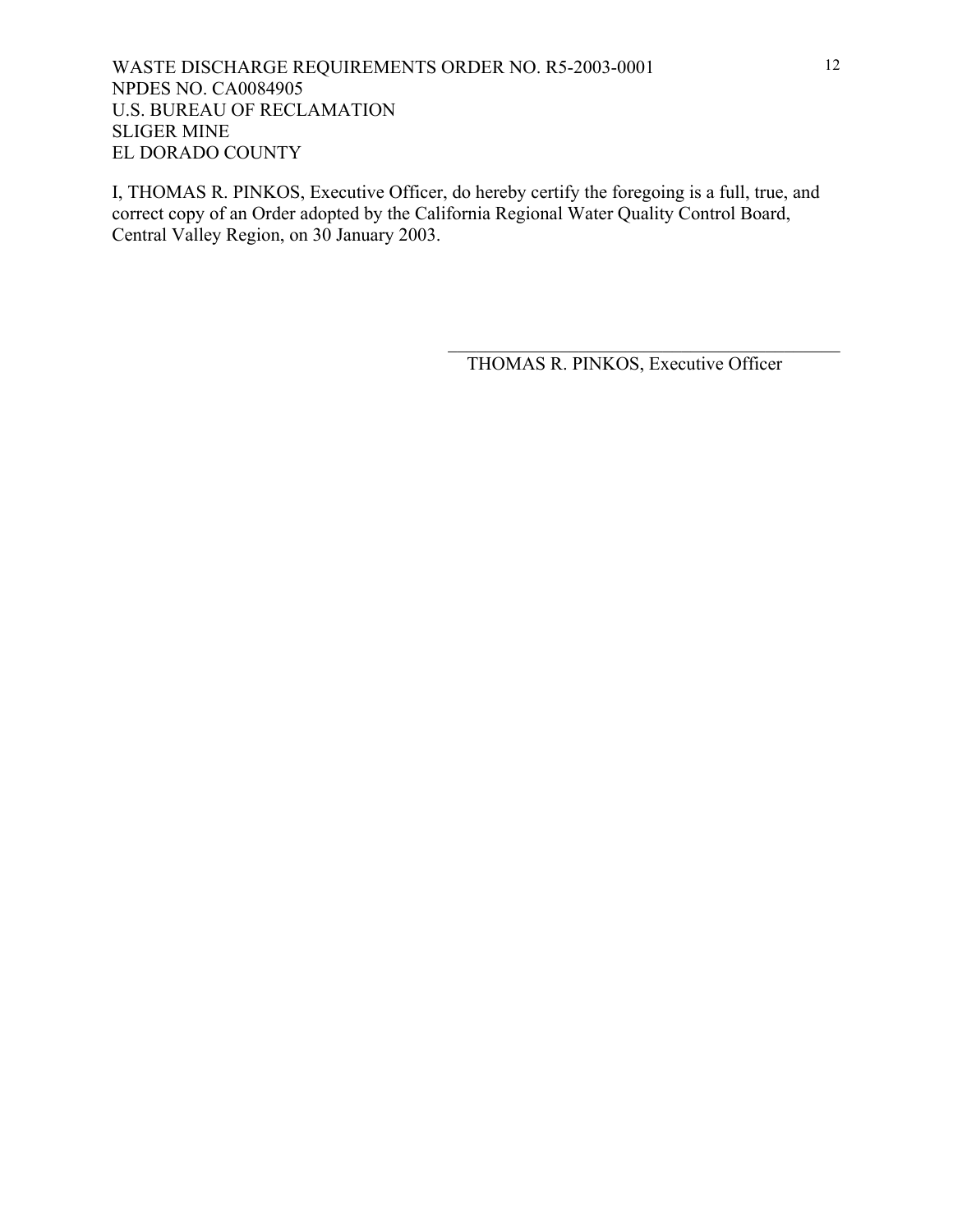I, THOMAS R. PINKOS, Executive Officer, do hereby certify the foregoing is a full, true, and correct copy of an Order adopted by the California Regional Water Quality Control Board, Central Valley Region, on 30 January 2003.

\_\_\_\_\_\_\_\_\_\_\_\_\_\_\_\_\_\_\_\_\_\_\_\_\_\_\_\_\_\_\_\_\_\_\_\_\_\_

THOMAS R. PINKOS, Executive Officer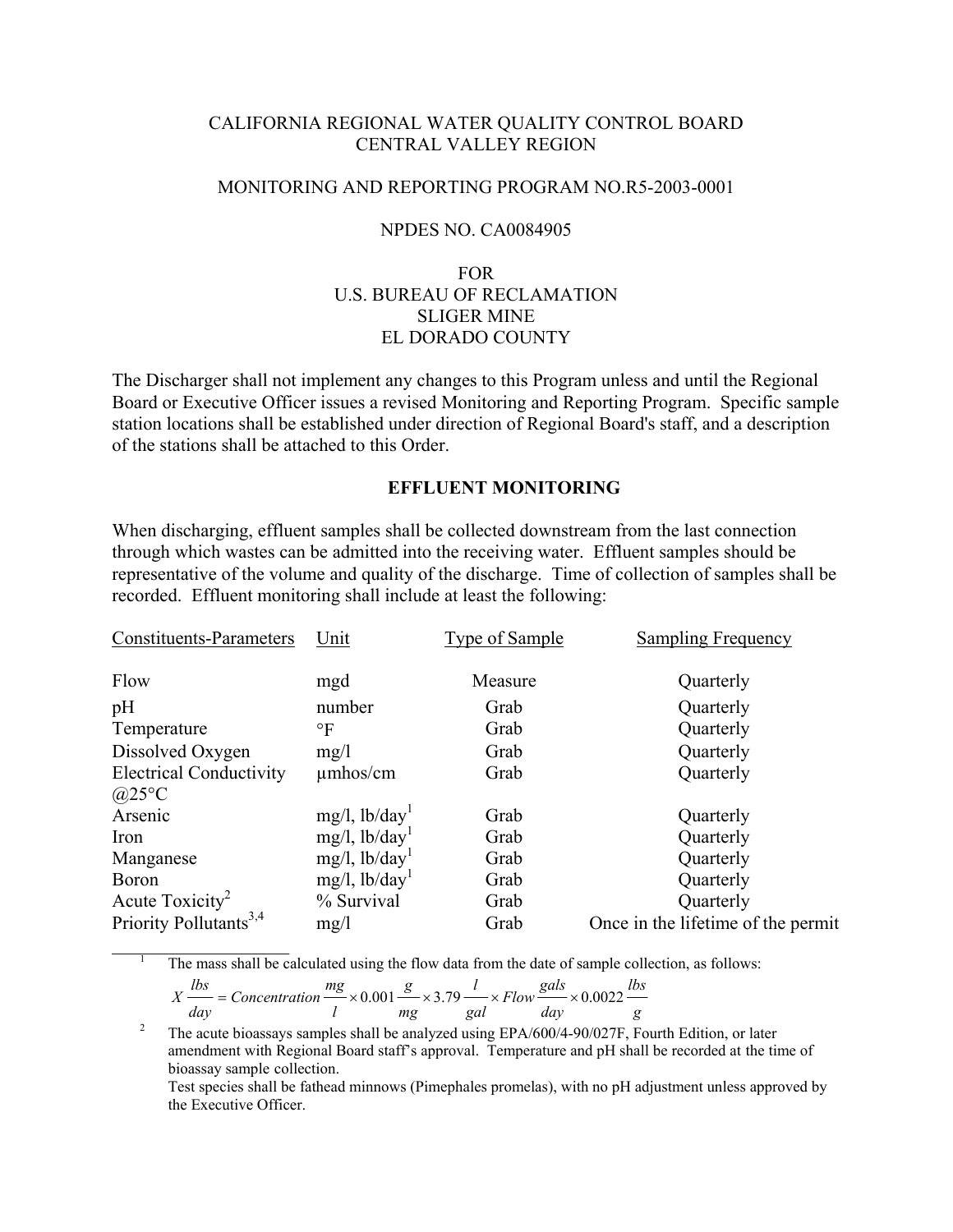CALIFORNIA REGIONAL WATER QUALITY CONTROL BOARD
CENTRAL VALLEY REGION

MONITORING AND REPORTING PROGRAM NO.R5-2003-0001

NPDES NO. CA0084905

FOR
U.S. BUREAU OF RECLAMATION
SLIGER MINE
EL DORADO COUNTY

The Discharger shall not implement any changes to this Program unless and until the Regional Board or Executive Officer issues a revised Monitoring and Reporting Program. Specific sample station locations shall be established under direction of Regional Board's staff, and a description of the stations shall be attached to this Order.

## EFFLUENT MONITORING

When discharging, effluent samples shall be collected downstream from the last connection through which wastes can be admitted into the receiving water. Effluent samples should be representative of the volume and quality of the discharge. Time of collection of samples shall be recorded. Effluent monitoring shall include at least the following:

| Constituents-Parameters | Unit | Type of Sample | Sampling Frequency |
|---|---|---|---|
| Flow | mgd | Measure | Quarterly |
| pH | number | Grab | Quarterly |
| Temperature | °F | Grab | Quarterly |
| Dissolved Oxygen | mg/l | Grab | Quarterly |
| Electrical Conductivity @25°C | µmhos/cm | Grab | Quarterly |
| Arsenic | mg/l, lb/day[1] | Grab | Quarterly |
| Iron | mg/l, lb/day[1] | Grab | Quarterly |
| Manganese | mg/l, lb/day[1] | Grab | Quarterly |
| Boron | mg/l, lb/day[1] | Grab | Quarterly |
| Acute Toxicity[2] | % Survival | Grab | Quarterly |
| Priority Pollutants[3,4] | mg/l | Grab | Once in the lifetime of the permit |

[1] The mass shall be calculated using the flow data from the date of sample collection, as follows:

$$X\frac{lbs}{day} = Concentration\frac{mg}{l} \times 0.001\frac{g}{mg} \times 3.79\frac{l}{gal} \times Flow\frac{gals}{day} \times 0.0022\frac{lbs}{g}$$

[2] The acute bioassays samples shall be analyzed using EPA/600/4-90/027F, Fourth Edition, or later amendment with Regional Board staff's approval. Temperature and pH shall be recorded at the time of bioassay sample collection.
Test species shall be fathead minnows (Pimephales promelas), with no pH adjustment unless approved by the Executive Officer.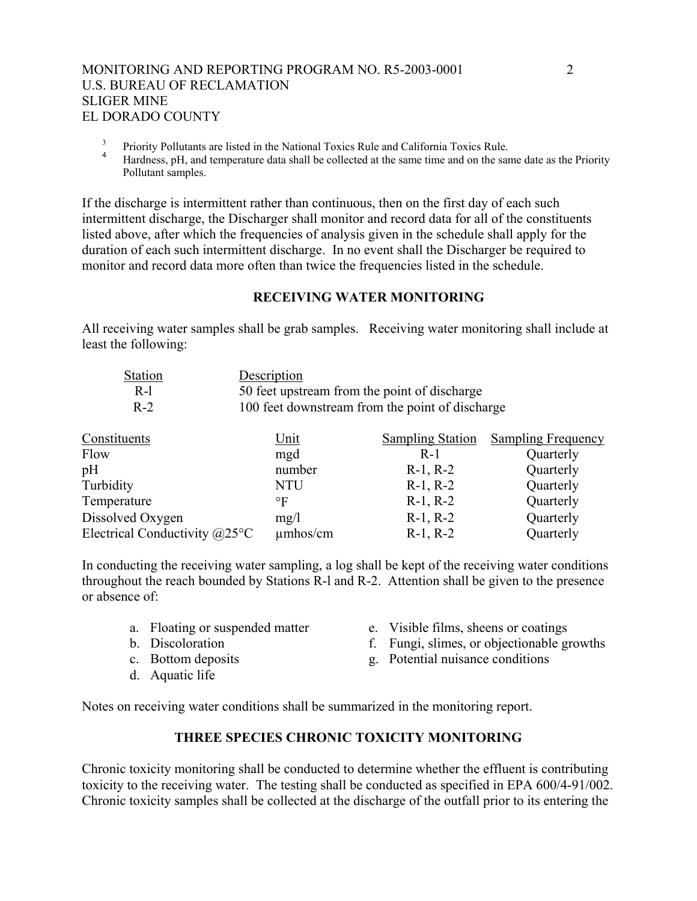[3] Priority Pollutants are listed in the National Toxics Rule and California Toxics Rule.
[4] Hardness, pH, and temperature data shall be collected at the same time and on the same date as the Priority Pollutant samples.

If the discharge is intermittent rather than continuous, then on the first day of each such intermittent discharge, the Discharger shall monitor and record data for all of the constituents listed above, after which the frequencies of analysis given in the schedule shall apply for the duration of each such intermittent discharge. In no event shall the Discharger be required to monitor and record data more often than twice the frequencies listed in the schedule.

## RECEIVING WATER MONITORING

All receiving water samples shall be grab samples. Receiving water monitoring shall include at least the following:

| Station | Description |
|---|---|
| R-l | 50 feet upstream from the point of discharge |
| R-2 | 100 feet downstream from the point of discharge |

| Constituents | Unit | Sampling Station | Sampling Frequency |
|---|---|---|---|
| Flow | mgd | R-1 | Quarterly |
| pH | number | R-1, R-2 | Quarterly |
| Turbidity | NTU | R-1, R-2 | Quarterly |
| Temperature | °F | R-1, R-2 | Quarterly |
| Dissolved Oxygen | mg/l | R-1, R-2 | Quarterly |
| Electrical Conductivity @25°C | µmhos/cm | R-1, R-2 | Quarterly |

In conducting the receiving water sampling, a log shall be kept of the receiving water conditions throughout the reach bounded by Stations R-l and R-2. Attention shall be given to the presence or absence of:

a. Floating or suspended matter
b. Discoloration
c. Bottom deposits
d. Aquatic life
e. Visible films, sheens or coatings
f. Fungi, slimes, or objectionable growths
g. Potential nuisance conditions

Notes on receiving water conditions shall be summarized in the monitoring report.

## THREE SPECIES CHRONIC TOXICITY MONITORING

Chronic toxicity monitoring shall be conducted to determine whether the effluent is contributing toxicity to the receiving water. The testing shall be conducted as specified in EPA 600/4-91/002. Chronic toxicity samples shall be collected at the discharge of the outfall prior to its entering the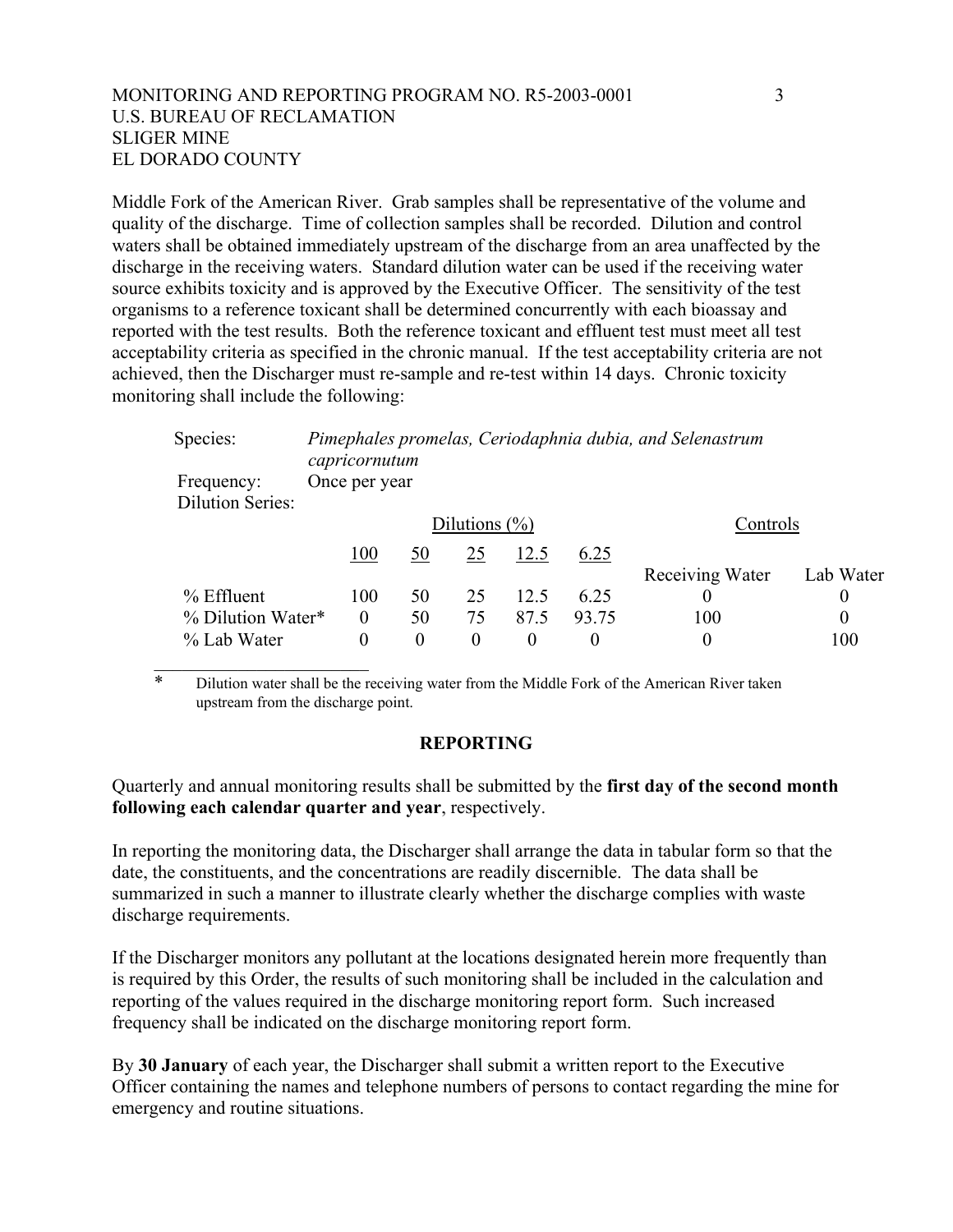Middle Fork of the American River. Grab samples shall be representative of the volume and quality of the discharge. Time of collection samples shall be recorded. Dilution and control waters shall be obtained immediately upstream of the discharge from an area unaffected by the discharge in the receiving waters. Standard dilution water can be used if the receiving water source exhibits toxicity and is approved by the Executive Officer. The sensitivity of the test organisms to a reference toxicant shall be determined concurrently with each bioassay and reported with the test results. Both the reference toxicant and effluent test must meet all test acceptability criteria as specified in the chronic manual. If the test acceptability criteria are not achieved, then the Discharger must re-sample and re-test within 14 days. Chronic toxicity monitoring shall include the following:

Species: *Pimephales promelas, Ceriodaphnia dubia, and Selenastrum capricornutum*

Frequency: Once per year

Dilution Series:

| | Dilutions (%) | | | | | Controls | |
|---|---|---|---|---|---|---|---|
| | 100 | 50 | 25 | 12.5 | 6.25 | Receiving Water | Lab Water |
| % Effluent | 100 | 50 | 25 | 12.5 | 6.25 | 0 | 0 |
| % Dilution Water* | 0 | 50 | 75 | 87.5 | 93.75 | 100 | 0 |
| % Lab Water | 0 | 0 | 0 | 0 | 0 | 0 | 100 |

\* Dilution water shall be the receiving water from the Middle Fork of the American River taken upstream from the discharge point.

## REPORTING

Quarterly and annual monitoring results shall be submitted by the **first day of the second month following each calendar quarter and year**, respectively.

In reporting the monitoring data, the Discharger shall arrange the data in tabular form so that the date, the constituents, and the concentrations are readily discernible. The data shall be summarized in such a manner to illustrate clearly whether the discharge complies with waste discharge requirements.

If the Discharger monitors any pollutant at the locations designated herein more frequently than is required by this Order, the results of such monitoring shall be included in the calculation and reporting of the values required in the discharge monitoring report form. Such increased frequency shall be indicated on the discharge monitoring report form.

By **30 January** of each year, the Discharger shall submit a written report to the Executive Officer containing the names and telephone numbers of persons to contact regarding the mine for emergency and routine situations.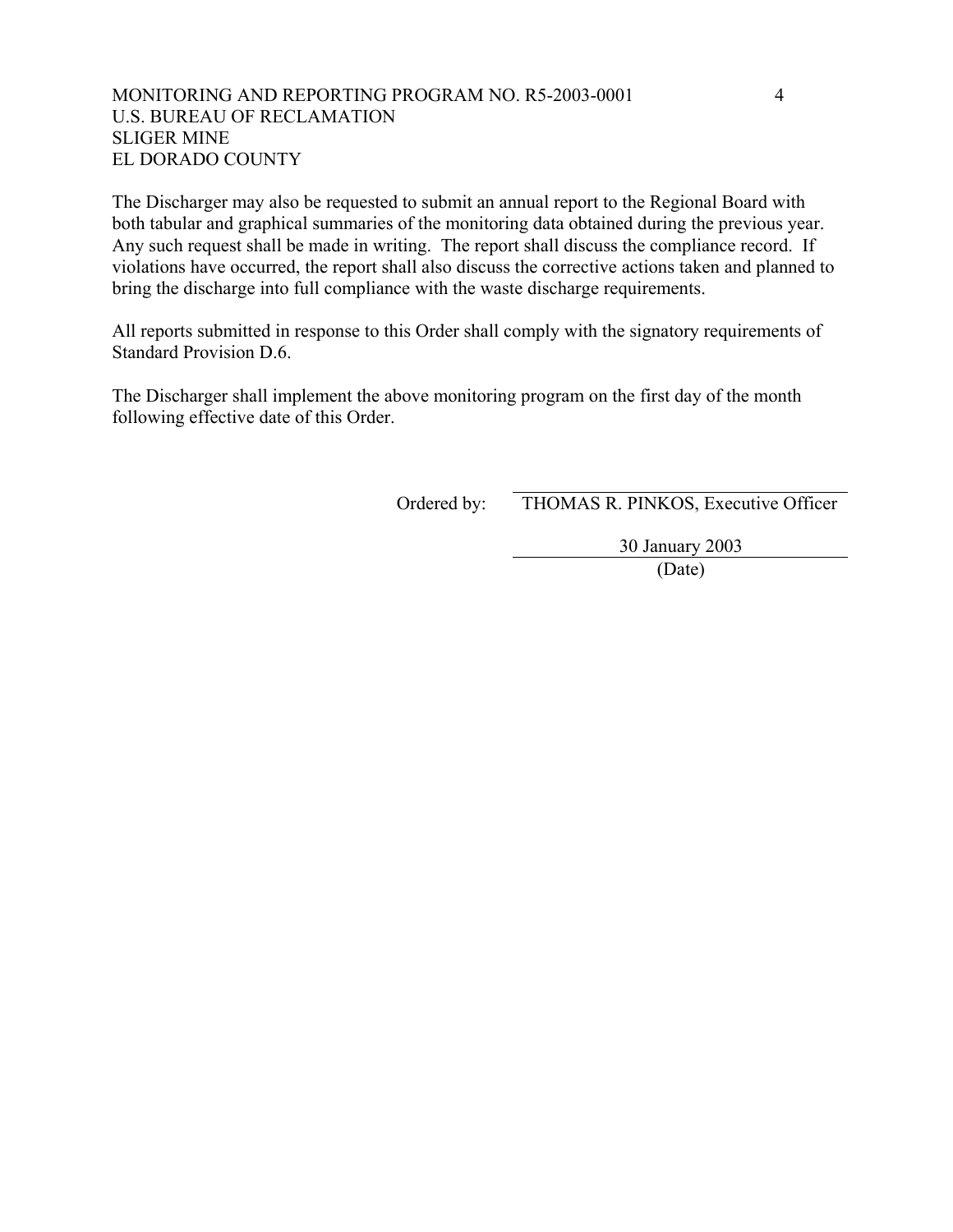The Discharger may also be requested to submit an annual report to the Regional Board with both tabular and graphical summaries of the monitoring data obtained during the previous year. Any such request shall be made in writing. The report shall discuss the compliance record. If violations have occurred, the report shall also discuss the corrective actions taken and planned to bring the discharge into full compliance with the waste discharge requirements.

All reports submitted in response to this Order shall comply with the signatory requirements of Standard Provision D.6.

The Discharger shall implement the above monitoring program on the first day of the month following effective date of this Order.

Ordered by: THOMAS R. PINKOS, Executive Officer

30 January 2003
(Date)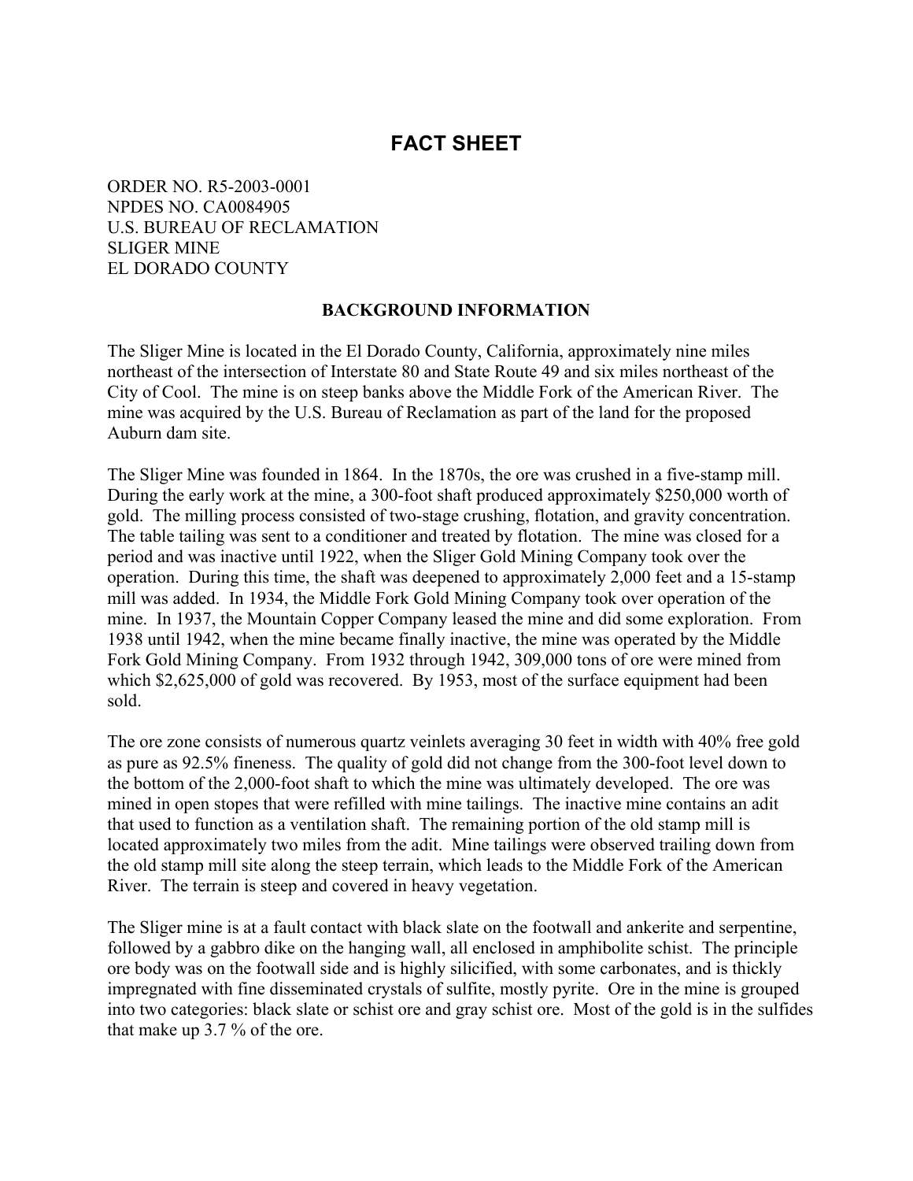# FACT SHEET

ORDER NO. R5-2003-0001
NPDES NO. CA0084905
U.S. BUREAU OF RECLAMATION
SLIGER MINE
EL DORADO COUNTY

**BACKGROUND INFORMATION**

The Sliger Mine is located in the El Dorado County, California, approximately nine miles northeast of the intersection of Interstate 80 and State Route 49 and six miles northeast of the City of Cool. The mine is on steep banks above the Middle Fork of the American River. The mine was acquired by the U.S. Bureau of Reclamation as part of the land for the proposed Auburn dam site.

The Sliger Mine was founded in 1864. In the 1870s, the ore was crushed in a five-stamp mill. During the early work at the mine, a 300-foot shaft produced approximately $250,000 worth of gold. The milling process consisted of two-stage crushing, flotation, and gravity concentration. The table tailing was sent to a conditioner and treated by flotation. The mine was closed for a period and was inactive until 1922, when the Sliger Gold Mining Company took over the operation. During this time, the shaft was deepened to approximately 2,000 feet and a 15-stamp mill was added. In 1934, the Middle Fork Gold Mining Company took over operation of the mine. In 1937, the Mountain Copper Company leased the mine and did some exploration. From 1938 until 1942, when the mine became finally inactive, the mine was operated by the Middle Fork Gold Mining Company. From 1932 through 1942, 309,000 tons of ore were mined from which $2,625,000 of gold was recovered. By 1953, most of the surface equipment had been sold.

The ore zone consists of numerous quartz veinlets averaging 30 feet in width with 40% free gold as pure as 92.5% fineness. The quality of gold did not change from the 300-foot level down to the bottom of the 2,000-foot shaft to which the mine was ultimately developed. The ore was mined in open stopes that were refilled with mine tailings. The inactive mine contains an adit that used to function as a ventilation shaft. The remaining portion of the old stamp mill is located approximately two miles from the adit. Mine tailings were observed trailing down from the old stamp mill site along the steep terrain, which leads to the Middle Fork of the American River. The terrain is steep and covered in heavy vegetation.

The Sliger mine is at a fault contact with black slate on the footwall and ankerite and serpentine, followed by a gabbro dike on the hanging wall, all enclosed in amphibolite schist. The principle ore body was on the footwall side and is highly silicified, with some carbonates, and is thickly impregnated with fine disseminated crystals of sulfite, mostly pyrite. Ore in the mine is grouped into two categories: black slate or schist ore and gray schist ore. Most of the gold is in the sulfides that make up 3.7 % of the ore.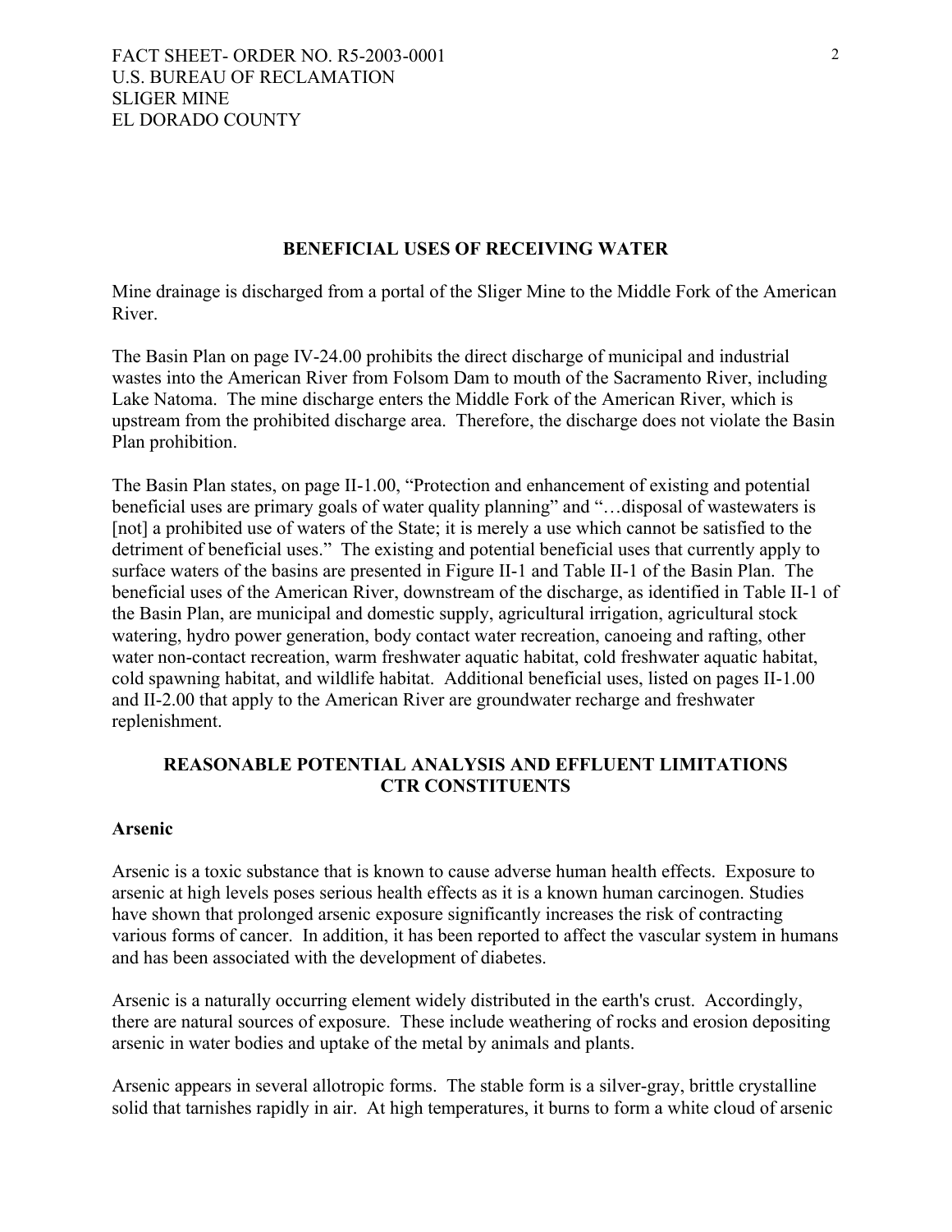## BENEFICIAL USES OF RECEIVING WATER

Mine drainage is discharged from a portal of the Sliger Mine to the Middle Fork of the American River.

The Basin Plan on page IV-24.00 prohibits the direct discharge of municipal and industrial wastes into the American River from Folsom Dam to mouth of the Sacramento River, including Lake Natoma. The mine discharge enters the Middle Fork of the American River, which is upstream from the prohibited discharge area. Therefore, the discharge does not violate the Basin Plan prohibition.

The Basin Plan states, on page II-1.00, "Protection and enhancement of existing and potential beneficial uses are primary goals of water quality planning" and "…disposal of wastewaters is [not] a prohibited use of waters of the State; it is merely a use which cannot be satisfied to the detriment of beneficial uses." The existing and potential beneficial uses that currently apply to surface waters of the basins are presented in Figure II-1 and Table II-1 of the Basin Plan. The beneficial uses of the American River, downstream of the discharge, as identified in Table II-1 of the Basin Plan, are municipal and domestic supply, agricultural irrigation, agricultural stock watering, hydro power generation, body contact water recreation, canoeing and rafting, other water non-contact recreation, warm freshwater aquatic habitat, cold freshwater aquatic habitat, cold spawning habitat, and wildlife habitat. Additional beneficial uses, listed on pages II-1.00 and II-2.00 that apply to the American River are groundwater recharge and freshwater replenishment.

## REASONABLE POTENTIAL ANALYSIS AND EFFLUENT LIMITATIONS CTR CONSTITUENTS

### Arsenic

Arsenic is a toxic substance that is known to cause adverse human health effects. Exposure to arsenic at high levels poses serious health effects as it is a known human carcinogen. Studies have shown that prolonged arsenic exposure significantly increases the risk of contracting various forms of cancer. In addition, it has been reported to affect the vascular system in humans and has been associated with the development of diabetes.

Arsenic is a naturally occurring element widely distributed in the earth's crust. Accordingly, there are natural sources of exposure. These include weathering of rocks and erosion depositing arsenic in water bodies and uptake of the metal by animals and plants.

Arsenic appears in several allotropic forms. The stable form is a silver-gray, brittle crystalline solid that tarnishes rapidly in air. At high temperatures, it burns to form a white cloud of arsenic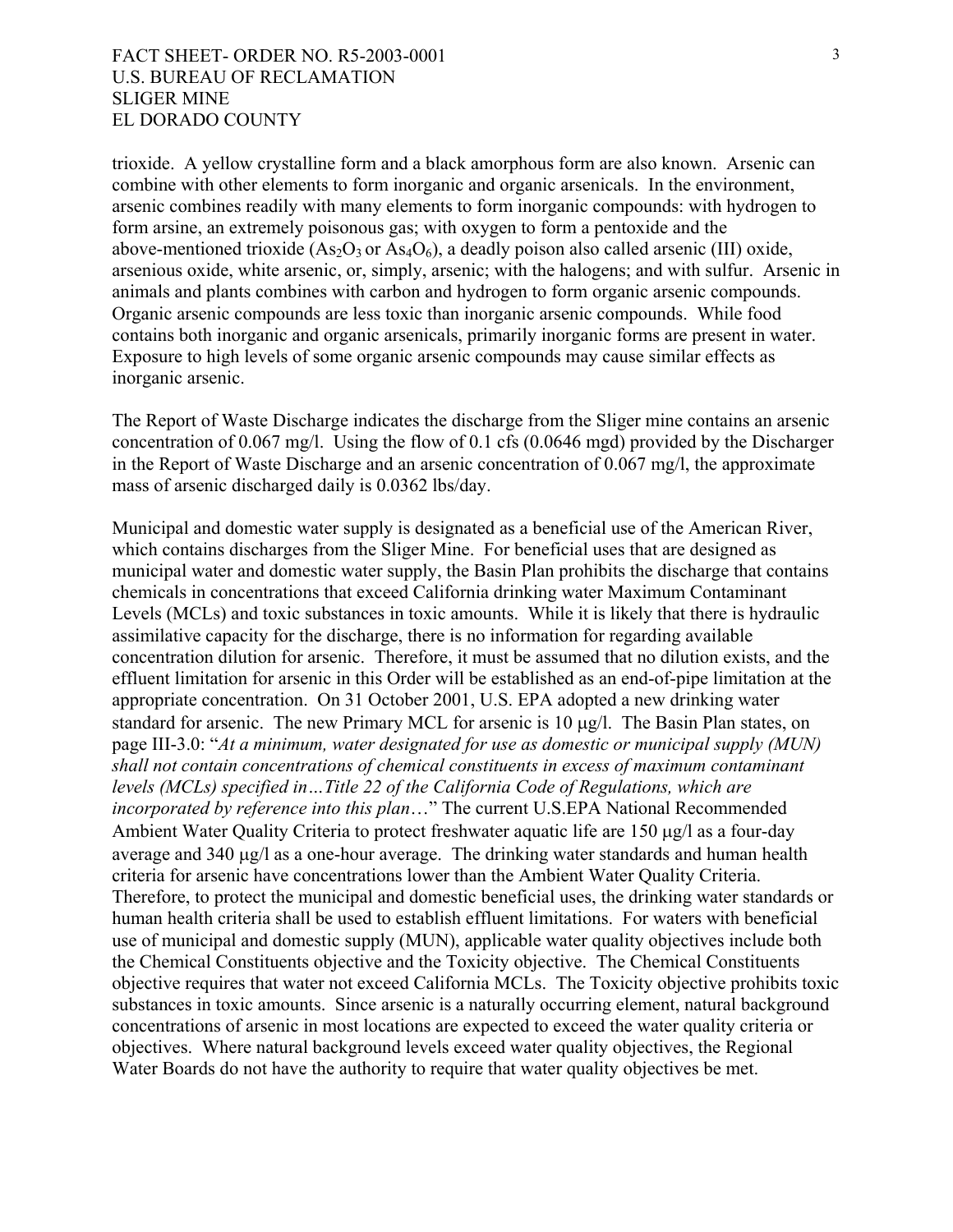trioxide. A yellow crystalline form and a black amorphous form are also known. Arsenic can combine with other elements to form inorganic and organic arsenicals. In the environment, arsenic combines readily with many elements to form inorganic compounds: with hydrogen to form arsine, an extremely poisonous gas; with oxygen to form a pentoxide and the above-mentioned trioxide ($As_2O_3$ or $As_4O_6$), a deadly poison also called arsenic (III) oxide, arsenious oxide, white arsenic, or, simply, arsenic; with the halogens; and with sulfur. Arsenic in animals and plants combines with carbon and hydrogen to form organic arsenic compounds. Organic arsenic compounds are less toxic than inorganic arsenic compounds. While food contains both inorganic and organic arsenicals, primarily inorganic forms are present in water. Exposure to high levels of some organic arsenic compounds may cause similar effects as inorganic arsenic.

The Report of Waste Discharge indicates the discharge from the Sliger mine contains an arsenic concentration of 0.067 mg/l. Using the flow of 0.1 cfs (0.0646 mgd) provided by the Discharger in the Report of Waste Discharge and an arsenic concentration of 0.067 mg/l, the approximate mass of arsenic discharged daily is 0.0362 lbs/day.

Municipal and domestic water supply is designated as a beneficial use of the American River, which contains discharges from the Sliger Mine. For beneficial uses that are designed as municipal water and domestic water supply, the Basin Plan prohibits the discharge that contains chemicals in concentrations that exceed California drinking water Maximum Contaminant Levels (MCLs) and toxic substances in toxic amounts. While it is likely that there is hydraulic assimilative capacity for the discharge, there is no information for regarding available concentration dilution for arsenic. Therefore, it must be assumed that no dilution exists, and the effluent limitation for arsenic in this Order will be established as an end-of-pipe limitation at the appropriate concentration. On 31 October 2001, U.S. EPA adopted a new drinking water standard for arsenic. The new Primary MCL for arsenic is 10 μg/l. The Basin Plan states, on page III-3.0: "*At a minimum, water designated for use as domestic or municipal supply (MUN) shall not contain concentrations of chemical constituents in excess of maximum contaminant levels (MCLs) specified in…Title 22 of the California Code of Regulations, which are incorporated by reference into this plan*…" The current U.S.EPA National Recommended Ambient Water Quality Criteria to protect freshwater aquatic life are 150 μg/l as a four-day average and 340 μg/l as a one-hour average. The drinking water standards and human health criteria for arsenic have concentrations lower than the Ambient Water Quality Criteria. Therefore, to protect the municipal and domestic beneficial uses, the drinking water standards or human health criteria shall be used to establish effluent limitations. For waters with beneficial use of municipal and domestic supply (MUN), applicable water quality objectives include both the Chemical Constituents objective and the Toxicity objective. The Chemical Constituents objective requires that water not exceed California MCLs. The Toxicity objective prohibits toxic substances in toxic amounts. Since arsenic is a naturally occurring element, natural background concentrations of arsenic in most locations are expected to exceed the water quality criteria or objectives. Where natural background levels exceed water quality objectives, the Regional Water Boards do not have the authority to require that water quality objectives be met.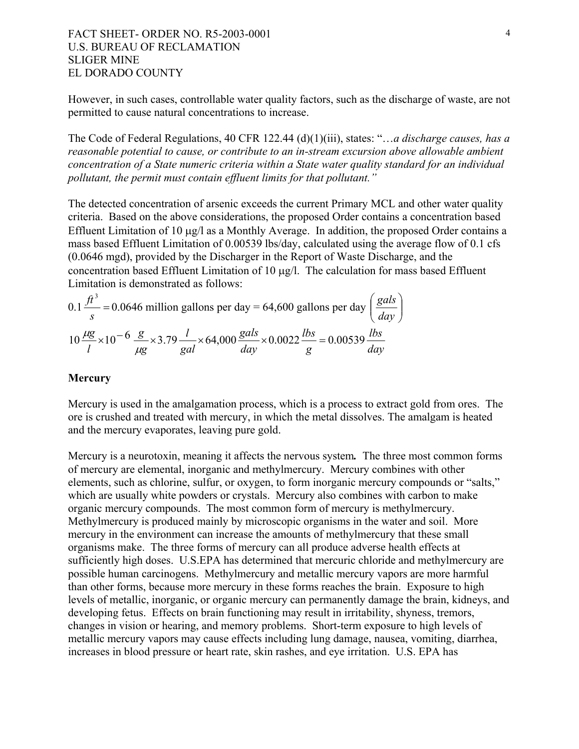However, in such cases, controllable water quality factors, such as the discharge of waste, are not permitted to cause natural concentrations to increase.

The Code of Federal Regulations, 40 CFR 122.44 (d)(1)(iii), states: "…*a discharge causes, has a reasonable potential to cause, or contribute to an in-stream excursion above allowable ambient concentration of a State numeric criteria within a State water quality standard for an individual pollutant, the permit must contain effluent limits for that pollutant."*

The detected concentration of arsenic exceeds the current Primary MCL and other water quality criteria. Based on the above considerations, the proposed Order contains a concentration based Effluent Limitation of 10 μg/l as a Monthly Average. In addition, the proposed Order contains a mass based Effluent Limitation of 0.00539 lbs/day, calculated using the average flow of 0.1 cfs (0.0646 mgd), provided by the Discharger in the Report of Waste Discharge, and the concentration based Effluent Limitation of 10 μg/l. The calculation for mass based Effluent Limitation is demonstrated as follows:

$$0.1\frac{ft^3}{s} = 0.0646 \text{ million gallons per day} = 64{,}600 \text{ gallons per day} \left(\frac{gals}{day}\right)$$

$$10\frac{\mu g}{l} \times 10^{-6}\frac{g}{\mu g} \times 3.79\frac{l}{gal} \times 64{,}000\frac{gals}{day} \times 0.0022\frac{lbs}{g} = 0.00539\frac{lbs}{day}$$

**Mercury**

Mercury is used in the amalgamation process, which is a process to extract gold from ores. The ore is crushed and treated with mercury, in which the metal dissolves. The amalgam is heated and the mercury evaporates, leaving pure gold.

Mercury is a neurotoxin, meaning it affects the nervous system**.** The three most common forms of mercury are elemental, inorganic and methylmercury. Mercury combines with other elements, such as chlorine, sulfur, or oxygen, to form inorganic mercury compounds or "salts," which are usually white powders or crystals. Mercury also combines with carbon to make organic mercury compounds. The most common form of mercury is methylmercury. Methylmercury is produced mainly by microscopic organisms in the water and soil. More mercury in the environment can increase the amounts of methylmercury that these small organisms make. The three forms of mercury can all produce adverse health effects at sufficiently high doses. U.S.EPA has determined that mercuric chloride and methylmercury are possible human carcinogens. Methylmercury and metallic mercury vapors are more harmful than other forms, because more mercury in these forms reaches the brain. Exposure to high levels of metallic, inorganic, or organic mercury can permanently damage the brain, kidneys, and developing fetus. Effects on brain functioning may result in irritability, shyness, tremors, changes in vision or hearing, and memory problems. Short-term exposure to high levels of metallic mercury vapors may cause effects including lung damage, nausea, vomiting, diarrhea, increases in blood pressure or heart rate, skin rashes, and eye irritation. U.S. EPA has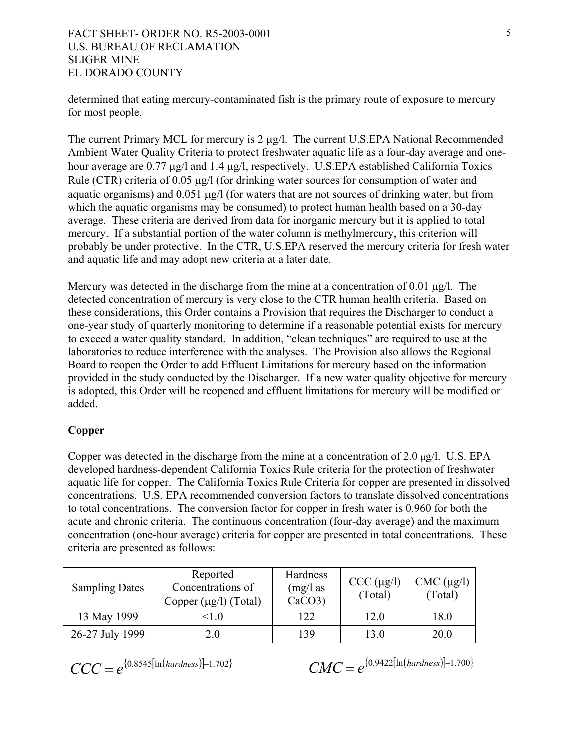determined that eating mercury-contaminated fish is the primary route of exposure to mercury for most people.

The current Primary MCL for mercury is 2 μg/l. The current U.S.EPA National Recommended Ambient Water Quality Criteria to protect freshwater aquatic life as a four-day average and one-hour average are 0.77 μg/l and 1.4 μg/l, respectively. U.S.EPA established California Toxics Rule (CTR) criteria of 0.05 μg/l (for drinking water sources for consumption of water and aquatic organisms) and 0.051 μg/l (for waters that are not sources of drinking water, but from which the aquatic organisms may be consumed) to protect human health based on a 30-day average. These criteria are derived from data for inorganic mercury but it is applied to total mercury. If a substantial portion of the water column is methylmercury, this criterion will probably be under protective. In the CTR, U.S.EPA reserved the mercury criteria for fresh water and aquatic life and may adopt new criteria at a later date.

Mercury was detected in the discharge from the mine at a concentration of 0.01 μg/l. The detected concentration of mercury is very close to the CTR human health criteria. Based on these considerations, this Order contains a Provision that requires the Discharger to conduct a one-year study of quarterly monitoring to determine if a reasonable potential exists for mercury to exceed a water quality standard. In addition, "clean techniques" are required to use at the laboratories to reduce interference with the analyses. The Provision also allows the Regional Board to reopen the Order to add Effluent Limitations for mercury based on the information provided in the study conducted by the Discharger. If a new water quality objective for mercury is adopted, this Order will be reopened and effluent limitations for mercury will be modified or added.

**Copper**

Copper was detected in the discharge from the mine at a concentration of 2.0 μg/l. U.S. EPA developed hardness-dependent California Toxics Rule criteria for the protection of freshwater aquatic life for copper. The California Toxics Rule Criteria for copper are presented in dissolved concentrations. U.S. EPA recommended conversion factors to translate dissolved concentrations to total concentrations. The conversion factor for copper in fresh water is 0.960 for both the acute and chronic criteria. The continuous concentration (four-day average) and the maximum concentration (one-hour average) criteria for copper are presented in total concentrations. These criteria are presented as follows:

| Sampling Dates | Reported Concentrations of Copper (μg/l) (Total) | Hardness (mg/l as CaCO3) | CCC (μg/l) (Total) | CMC (μg/l) (Total) |
|---|---|---|---|---|
| 13 May 1999 | <1.0 | 122 | 12.0 | 18.0 |
| 26-27 July 1999 | 2.0 | 139 | 13.0 | 20.0 |

$$CCC = e^{\{0.8545[\ln(hardness)]-1.702\}} \qquad CMC = e^{\{0.9422[\ln(hardness)]-1.700\}}$$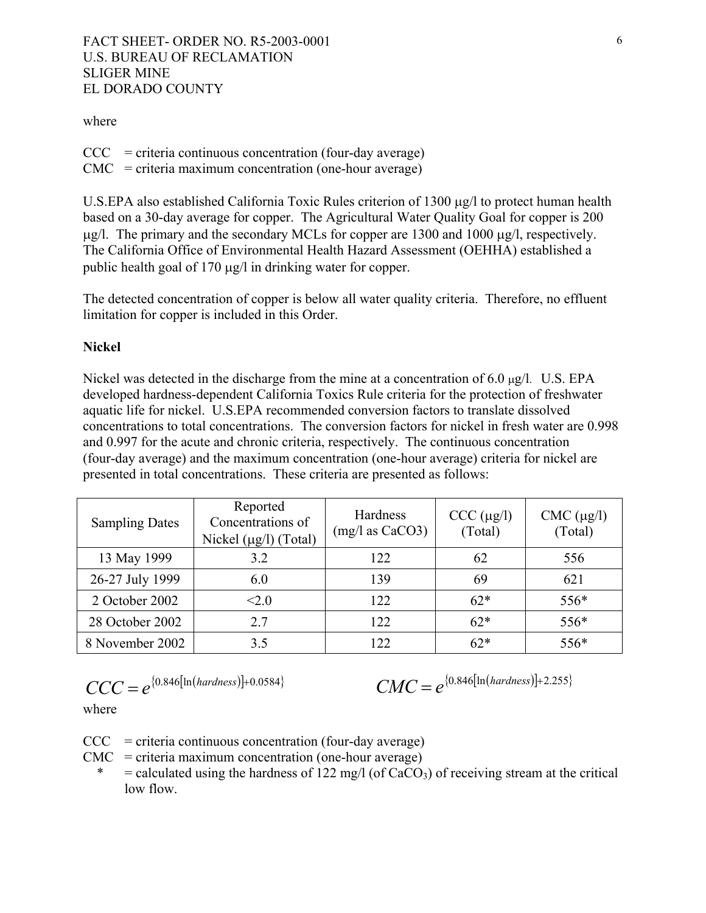where

CCC = criteria continuous concentration (four-day average)
CMC = criteria maximum concentration (one-hour average)

U.S.EPA also established California Toxic Rules criterion of 1300 μg/l to protect human health based on a 30-day average for copper. The Agricultural Water Quality Goal for copper is 200 μg/l. The primary and the secondary MCLs for copper are 1300 and 1000 μg/l, respectively. The California Office of Environmental Health Hazard Assessment (OEHHA) established a public health goal of 170 μg/l in drinking water for copper.

The detected concentration of copper is below all water quality criteria. Therefore, no effluent limitation for copper is included in this Order.

**Nickel**

Nickel was detected in the discharge from the mine at a concentration of 6.0 μg/l. U.S. EPA developed hardness-dependent California Toxics Rule criteria for the protection of freshwater aquatic life for nickel. U.S.EPA recommended conversion factors to translate dissolved concentrations to total concentrations. The conversion factors for nickel in fresh water are 0.998 and 0.997 for the acute and chronic criteria, respectively. The continuous concentration (four-day average) and the maximum concentration (one-hour average) criteria for nickel are presented in total concentrations. These criteria are presented as follows:

| Sampling Dates | Reported Concentrations of Nickel (μg/l) (Total) | Hardness (mg/l as CaCO3) | CCC (μg/l) (Total) | CMC (μg/l) (Total) |
|---|---|---|---|---|
| 13 May 1999 | 3.2 | 122 | 62 | 556 |
| 26-27 July 1999 | 6.0 | 139 | 69 | 621 |
| 2 October 2002 | <2.0 | 122 | 62* | 556* |
| 28 October 2002 | 2.7 | 122 | 62* | 556* |
| 8 November 2002 | 3.5 | 122 | 62* | 556* |

$$CCC = e^{\{0.846[\ln(hardness)]+0.0584\}}$$

$$CMC = e^{\{0.846[\ln(hardness)]+2.255\}}$$

where

CCC = criteria continuous concentration (four-day average)
CMC = criteria maximum concentration (one-hour average)
\* = calculated using the hardness of 122 mg/l (of $CaCO_3$) of receiving stream at the critical low flow.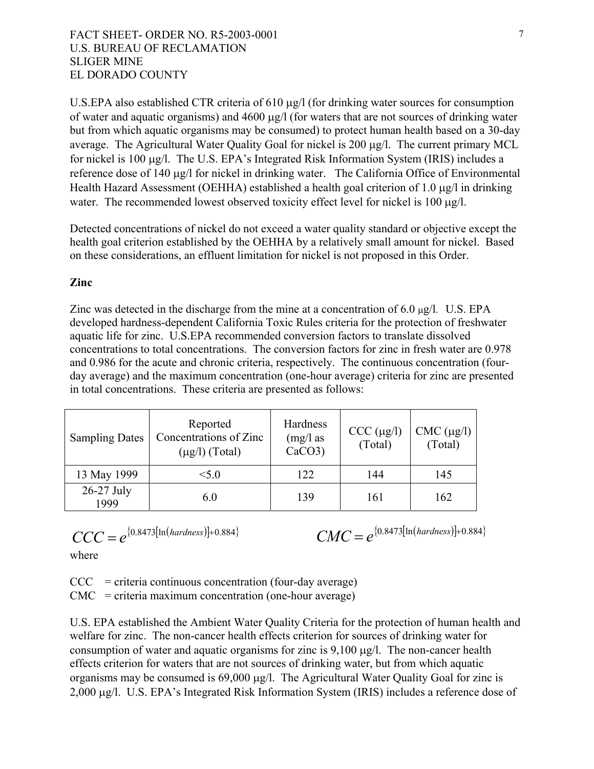U.S.EPA also established CTR criteria of 610 μg/l (for drinking water sources for consumption of water and aquatic organisms) and 4600 μg/l (for waters that are not sources of drinking water but from which aquatic organisms may be consumed) to protect human health based on a 30-day average. The Agricultural Water Quality Goal for nickel is 200 μg/l. The current primary MCL for nickel is 100 μg/l. The U.S. EPA's Integrated Risk Information System (IRIS) includes a reference dose of 140 μg/l for nickel in drinking water. The California Office of Environmental Health Hazard Assessment (OEHHA) established a health goal criterion of 1.0 μg/l in drinking water. The recommended lowest observed toxicity effect level for nickel is 100 μg/l.

Detected concentrations of nickel do not exceed a water quality standard or objective except the health goal criterion established by the OEHHA by a relatively small amount for nickel. Based on these considerations, an effluent limitation for nickel is not proposed in this Order.

**Zinc**

Zinc was detected in the discharge from the mine at a concentration of 6.0 μg/l. U.S. EPA developed hardness-dependent California Toxic Rules criteria for the protection of freshwater aquatic life for zinc. U.S.EPA recommended conversion factors to translate dissolved concentrations to total concentrations. The conversion factors for zinc in fresh water are 0.978 and 0.986 for the acute and chronic criteria, respectively. The continuous concentration (four-day average) and the maximum concentration (one-hour average) criteria for zinc are presented in total concentrations. These criteria are presented as follows:

| Sampling Dates | Reported Concentrations of Zinc (μg/l) (Total) | Hardness (mg/l as CaCO3) | CCC (μg/l) (Total) | CMC (μg/l) (Total) |
|---|---|---|---|---|
| 13 May 1999 | <5.0 | 122 | 144 | 145 |
| 26-27 July 1999 | 6.0 | 139 | 161 | 162 |

$$CCC = e^{\{0.8473[\ln(hardness)]+0.884\}} \qquad CMC = e^{\{0.8473[\ln(hardness)]+0.884\}}$$

where

CCC = criteria continuous concentration (four-day average)
CMC = criteria maximum concentration (one-hour average)

U.S. EPA established the Ambient Water Quality Criteria for the protection of human health and welfare for zinc. The non-cancer health effects criterion for sources of drinking water for consumption of water and aquatic organisms for zinc is 9,100 μg/l. The non-cancer health effects criterion for waters that are not sources of drinking water, but from which aquatic organisms may be consumed is 69,000 μg/l. The Agricultural Water Quality Goal for zinc is 2,000 μg/l. U.S. EPA's Integrated Risk Information System (IRIS) includes a reference dose of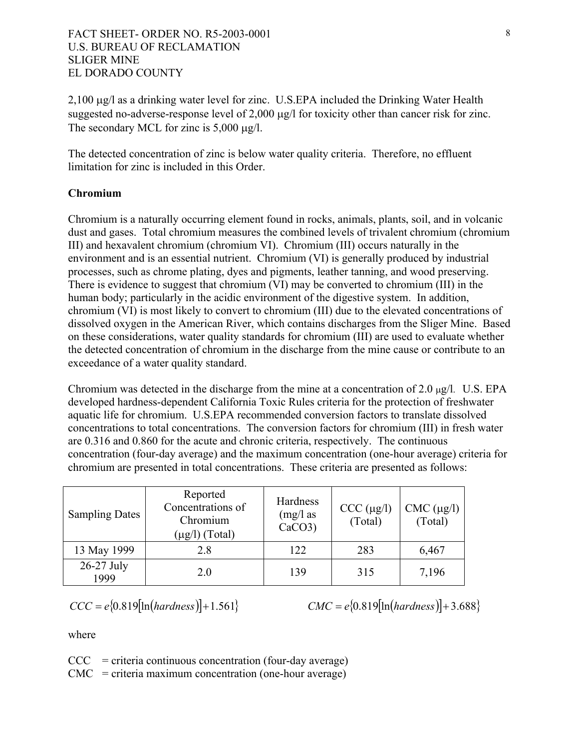2,100 μg/l as a drinking water level for zinc. U.S.EPA included the Drinking Water Health suggested no-adverse-response level of 2,000 μg/l for toxicity other than cancer risk for zinc. The secondary MCL for zinc is 5,000 μg/l.

The detected concentration of zinc is below water quality criteria. Therefore, no effluent limitation for zinc is included in this Order.

**Chromium**

Chromium is a naturally occurring element found in rocks, animals, plants, soil, and in volcanic dust and gases. Total chromium measures the combined levels of trivalent chromium (chromium III) and hexavalent chromium (chromium VI). Chromium (III) occurs naturally in the environment and is an essential nutrient. Chromium (VI) is generally produced by industrial processes, such as chrome plating, dyes and pigments, leather tanning, and wood preserving. There is evidence to suggest that chromium (VI) may be converted to chromium (III) in the human body; particularly in the acidic environment of the digestive system. In addition, chromium (VI) is most likely to convert to chromium (III) due to the elevated concentrations of dissolved oxygen in the American River, which contains discharges from the Sliger Mine. Based on these considerations, water quality standards for chromium (III) are used to evaluate whether the detected concentration of chromium in the discharge from the mine cause or contribute to an exceedance of a water quality standard.

Chromium was detected in the discharge from the mine at a concentration of 2.0 μg/l. U.S. EPA developed hardness-dependent California Toxic Rules criteria for the protection of freshwater aquatic life for chromium. U.S.EPA recommended conversion factors to translate dissolved concentrations to total concentrations. The conversion factors for chromium (III) in fresh water are 0.316 and 0.860 for the acute and chronic criteria, respectively. The continuous concentration (four-day average) and the maximum concentration (one-hour average) criteria for chromium are presented in total concentrations. These criteria are presented as follows:

| Sampling Dates | Reported Concentrations of Chromium (μg/l) (Total) | Hardness (mg/l as $CaCO_3$) | CCC (μg/l) (Total) | CMC (μg/l) (Total) |
|---|---|---|---|---|
| 13 May 1999 | 2.8 | 122 | 283 | 6,467 |
| 26-27 July 1999 | 2.0 | 139 | 315 | 7,196 |

$$CCC = e\{0.819[\ln(hardness)] + 1.561\} \qquad CMC = e\{0.819[\ln(hardness)] + 3.688\}$$

where

CCC = criteria continuous concentration (four-day average)
CMC = criteria maximum concentration (one-hour average)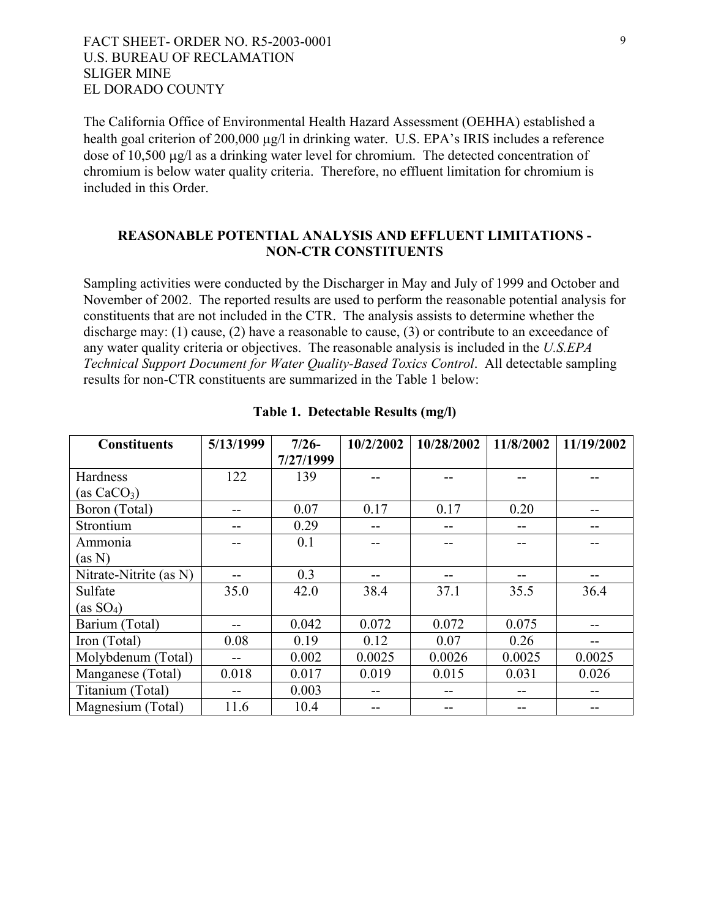The California Office of Environmental Health Hazard Assessment (OEHHA) established a health goal criterion of 200,000 μg/l in drinking water. U.S. EPA's IRIS includes a reference dose of 10,500 μg/l as a drinking water level for chromium. The detected concentration of chromium is below water quality criteria. Therefore, no effluent limitation for chromium is included in this Order.

## REASONABLE POTENTIAL ANALYSIS AND EFFLUENT LIMITATIONS - NON-CTR CONSTITUENTS

Sampling activities were conducted by the Discharger in May and July of 1999 and October and November of 2002. The reported results are used to perform the reasonable potential analysis for constituents that are not included in the CTR. The analysis assists to determine whether the discharge may: (1) cause, (2) have a reasonable to cause, (3) or contribute to an exceedance of any water quality criteria or objectives. The reasonable analysis is included in the *U.S.EPA Technical Support Document for Water Quality-Based Toxics Control*. All detectable sampling results for non-CTR constituents are summarized in the Table 1 below:

**Table 1. Detectable Results (mg/l)**

| Constituents | 5/13/1999 | 7/26-7/27/1999 | 10/2/2002 | 10/28/2002 | 11/8/2002 | 11/19/2002 |
|---|---|---|---|---|---|---|
| Hardness (as $CaCO_3$) | 122 | 139 | -- | -- | -- | -- |
| Boron (Total) | -- | 0.07 | 0.17 | 0.17 | 0.20 | -- |
| Strontium | -- | 0.29 | -- | -- | -- | -- |
| Ammonia (as N) | -- | 0.1 | -- | -- | -- | -- |
| Nitrate-Nitrite (as N) | -- | 0.3 | -- | -- | -- | -- |
| Sulfate (as $SO_4$) | 35.0 | 42.0 | 38.4 | 37.1 | 35.5 | 36.4 |
| Barium (Total) | -- | 0.042 | 0.072 | 0.072 | 0.075 | -- |
| Iron (Total) | 0.08 | 0.19 | 0.12 | 0.07 | 0.26 | -- |
| Molybdenum (Total) | -- | 0.002 | 0.0025 | 0.0026 | 0.0025 | 0.0025 |
| Manganese (Total) | 0.018 | 0.017 | 0.019 | 0.015 | 0.031 | 0.026 |
| Titanium (Total) | -- | 0.003 | -- | -- | -- | -- |
| Magnesium (Total) | 11.6 | 10.4 | -- | -- | -- | -- |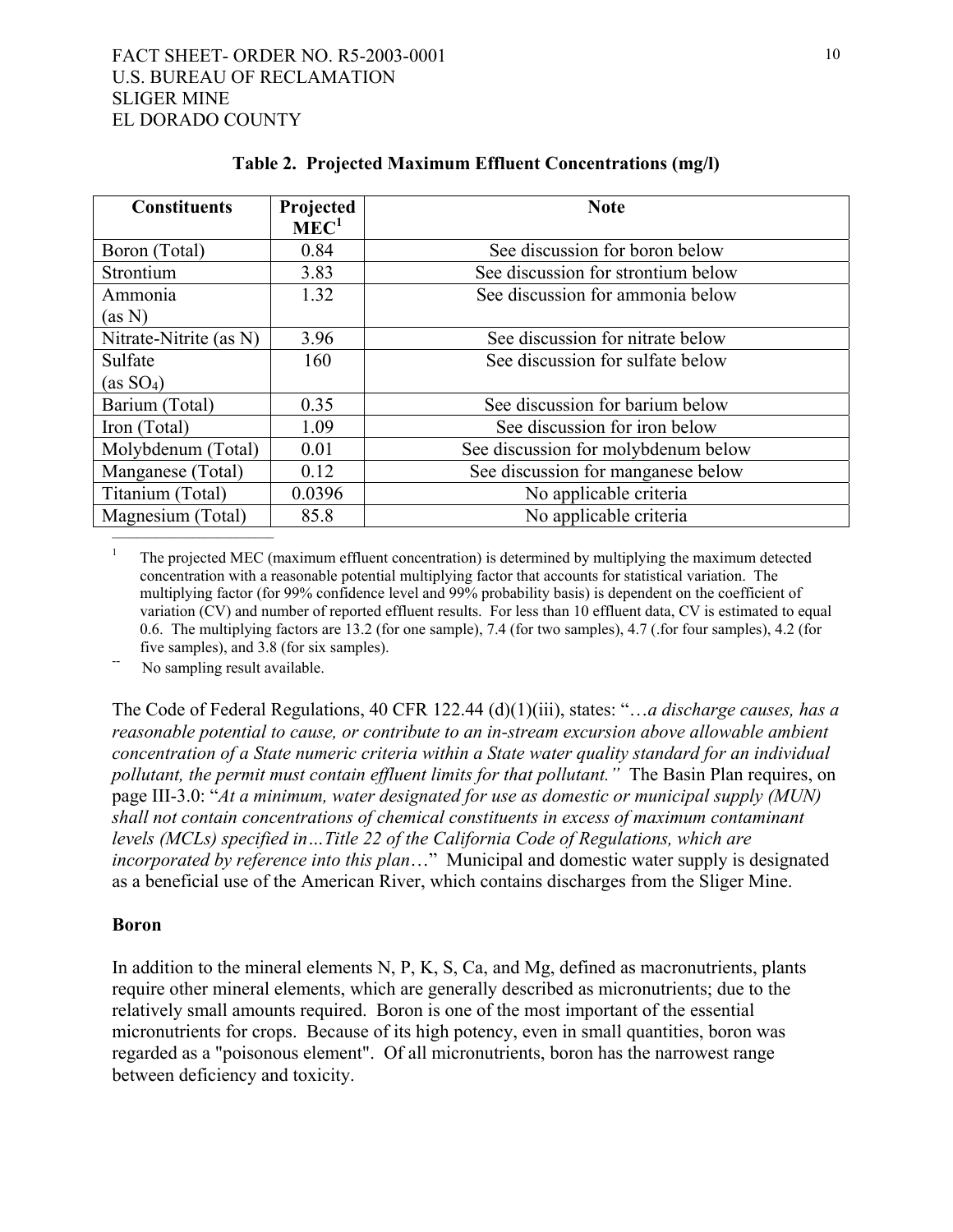**Table 2. Projected Maximum Effluent Concentrations (mg/l)**

| Constituents | Projected MEC[1] | Note |
|---|---|---|
| Boron (Total) | 0.84 | See discussion for boron below |
| Strontium | 3.83 | See discussion for strontium below |
| Ammonia (as N) | 1.32 | See discussion for ammonia below |
| Nitrate-Nitrite (as N) | 3.96 | See discussion for nitrate below |
| Sulfate (as $SO_4$) | 160 | See discussion for sulfate below |
| Barium (Total) | 0.35 | See discussion for barium below |
| Iron (Total) | 1.09 | See discussion for iron below |
| Molybdenum (Total) | 0.01 | See discussion for molybdenum below |
| Manganese (Total) | 0.12 | See discussion for manganese below |
| Titanium (Total) | 0.0396 | No applicable criteria |
| Magnesium (Total) | 85.8 | No applicable criteria |

[1] The projected MEC (maximum effluent concentration) is determined by multiplying the maximum detected concentration with a reasonable potential multiplying factor that accounts for statistical variation. The multiplying factor (for 99% confidence level and 99% probability basis) is dependent on the coefficient of variation (CV) and number of reported effluent results. For less than 10 effluent data, CV is estimated to equal 0.6. The multiplying factors are 13.2 (for one sample), 7.4 (for two samples), 4.7 (.for four samples), 4.2 (for five samples), and 3.8 (for six samples).

-- No sampling result available.

The Code of Federal Regulations, 40 CFR 122.44 (d)(1)(iii), states: "*…a discharge causes, has a reasonable potential to cause, or contribute to an in-stream excursion above allowable ambient concentration of a State numeric criteria within a State water quality standard for an individual pollutant, the permit must contain effluent limits for that pollutant."* The Basin Plan requires, on page III-3.0: "*At a minimum, water designated for use as domestic or municipal supply (MUN) shall not contain concentrations of chemical constituents in excess of maximum contaminant levels (MCLs) specified in…Title 22 of the California Code of Regulations, which are incorporated by reference into this plan…*" Municipal and domestic water supply is designated as a beneficial use of the American River, which contains discharges from the Sliger Mine.

**Boron**

In addition to the mineral elements N, P, K, S, Ca, and Mg, defined as macronutrients, plants require other mineral elements, which are generally described as micronutrients; due to the relatively small amounts required. Boron is one of the most important of the essential micronutrients for crops. Because of its high potency, even in small quantities, boron was regarded as a "poisonous element". Of all micronutrients, boron has the narrowest range between deficiency and toxicity.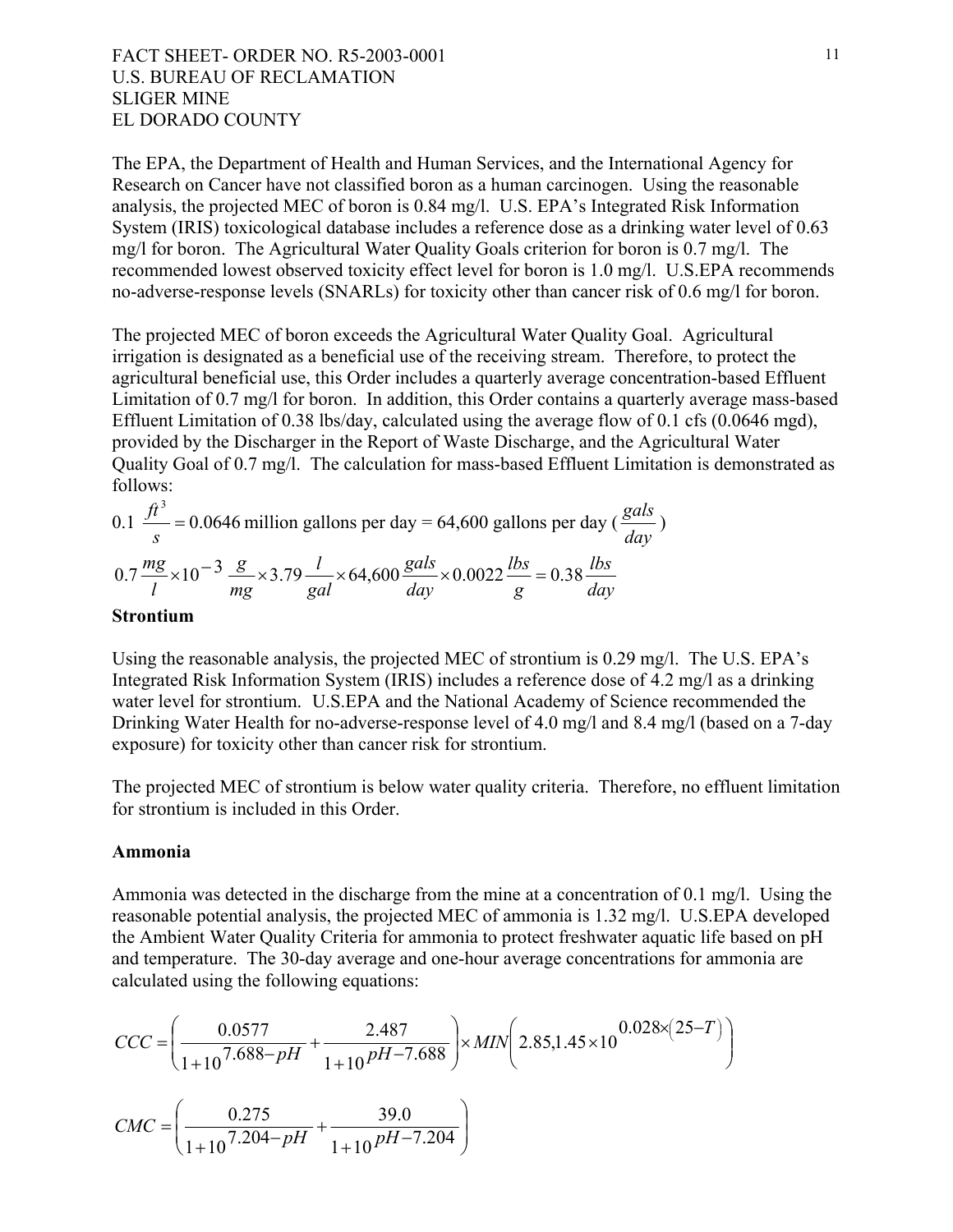The EPA, the Department of Health and Human Services, and the International Agency for Research on Cancer have not classified boron as a human carcinogen. Using the reasonable analysis, the projected MEC of boron is 0.84 mg/l. U.S. EPA's Integrated Risk Information System (IRIS) toxicological database includes a reference dose as a drinking water level of 0.63 mg/l for boron. The Agricultural Water Quality Goals criterion for boron is 0.7 mg/l. The recommended lowest observed toxicity effect level for boron is 1.0 mg/l. U.S.EPA recommends no-adverse-response levels (SNARLs) for toxicity other than cancer risk of 0.6 mg/l for boron.

The projected MEC of boron exceeds the Agricultural Water Quality Goal. Agricultural irrigation is designated as a beneficial use of the receiving stream. Therefore, to protect the agricultural beneficial use, this Order includes a quarterly average concentration-based Effluent Limitation of 0.7 mg/l for boron. In addition, this Order contains a quarterly average mass-based Effluent Limitation of 0.38 lbs/day, calculated using the average flow of 0.1 cfs (0.0646 mgd), provided by the Discharger in the Report of Waste Discharge, and the Agricultural Water Quality Goal of 0.7 mg/l. The calculation for mass-based Effluent Limitation is demonstrated as follows:

$$0.1\ \frac{ft^3}{s} = 0.0646 \text{ million gallons per day} = 64{,}600 \text{ gallons per day } \left(\frac{gals}{day}\right)$$

$$0.7\frac{mg}{l} \times 10^{-3}\ \frac{g}{mg} \times 3.79\ \frac{l}{gal} \times 64{,}600\ \frac{gals}{day} \times 0.0022\ \frac{lbs}{g} = 0.38\ \frac{lbs}{day}$$

**Strontium**

Using the reasonable analysis, the projected MEC of strontium is 0.29 mg/l. The U.S. EPA's Integrated Risk Information System (IRIS) includes a reference dose of 4.2 mg/l as a drinking water level for strontium. U.S.EPA and the National Academy of Science recommended the Drinking Water Health for no-adverse-response level of 4.0 mg/l and 8.4 mg/l (based on a 7-day exposure) for toxicity other than cancer risk for strontium.

The projected MEC of strontium is below water quality criteria. Therefore, no effluent limitation for strontium is included in this Order.

**Ammonia**

Ammonia was detected in the discharge from the mine at a concentration of 0.1 mg/l. Using the reasonable potential analysis, the projected MEC of ammonia is 1.32 mg/l. U.S.EPA developed the Ambient Water Quality Criteria for ammonia to protect freshwater aquatic life based on pH and temperature. The 30-day average and one-hour average concentrations for ammonia are calculated using the following equations:

$$CCC = \left(\frac{0.0577}{1+10^{7.688-pH}} + \frac{2.487}{1+10^{pH-7.688}}\right) \times MIN\left(2.85, 1.45 \times 10^{0.028 \times (25-T)}\right)$$

$$CMC = \left(\frac{0.275}{1+10^{7.204-pH}} + \frac{39.0}{1+10^{pH-7.204}}\right)$$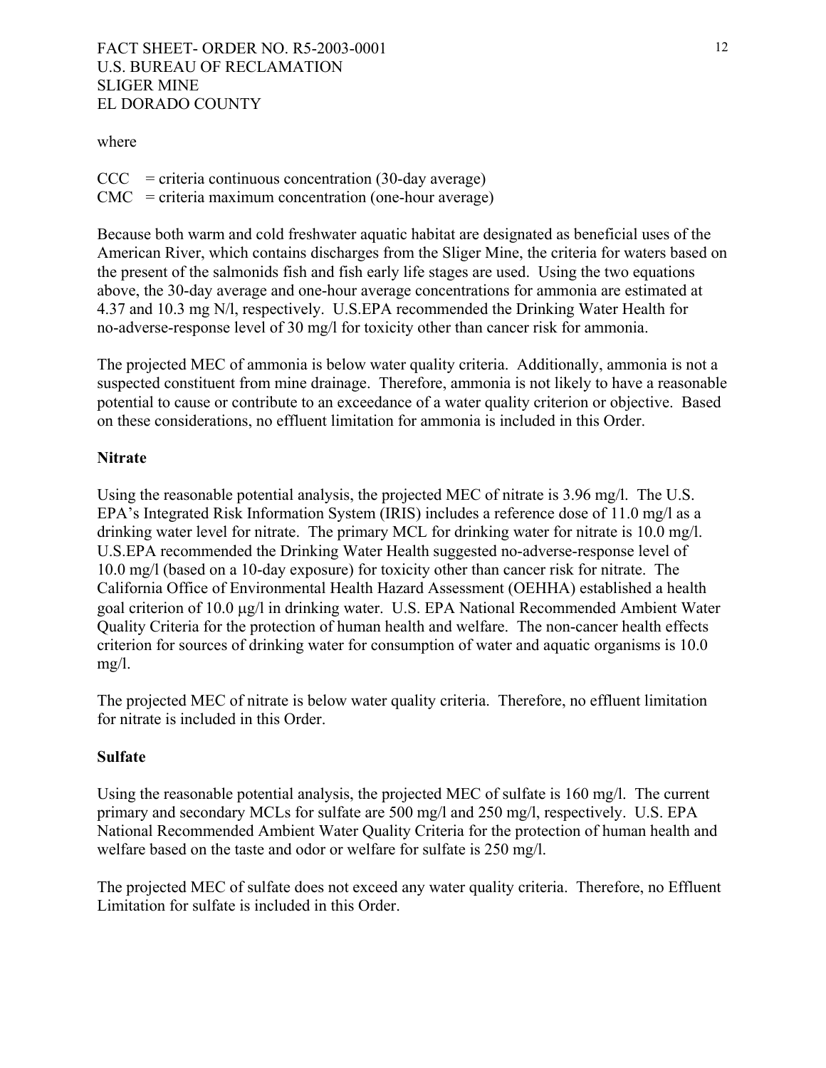where

CCC = criteria continuous concentration (30-day average)
CMC = criteria maximum concentration (one-hour average)

Because both warm and cold freshwater aquatic habitat are designated as beneficial uses of the American River, which contains discharges from the Sliger Mine, the criteria for waters based on the present of the salmonids fish and fish early life stages are used. Using the two equations above, the 30-day average and one-hour average concentrations for ammonia are estimated at 4.37 and 10.3 mg N/l, respectively. U.S.EPA recommended the Drinking Water Health for no-adverse-response level of 30 mg/l for toxicity other than cancer risk for ammonia.

The projected MEC of ammonia is below water quality criteria. Additionally, ammonia is not a suspected constituent from mine drainage. Therefore, ammonia is not likely to have a reasonable potential to cause or contribute to an exceedance of a water quality criterion or objective. Based on these considerations, no effluent limitation for ammonia is included in this Order.

**Nitrate**

Using the reasonable potential analysis, the projected MEC of nitrate is 3.96 mg/l. The U.S. EPA's Integrated Risk Information System (IRIS) includes a reference dose of 11.0 mg/l as a drinking water level for nitrate. The primary MCL for drinking water for nitrate is 10.0 mg/l. U.S.EPA recommended the Drinking Water Health suggested no-adverse-response level of 10.0 mg/l (based on a 10-day exposure) for toxicity other than cancer risk for nitrate. The California Office of Environmental Health Hazard Assessment (OEHHA) established a health goal criterion of 10.0 μg/l in drinking water. U.S. EPA National Recommended Ambient Water Quality Criteria for the protection of human health and welfare. The non-cancer health effects criterion for sources of drinking water for consumption of water and aquatic organisms is 10.0 mg/l.

The projected MEC of nitrate is below water quality criteria. Therefore, no effluent limitation for nitrate is included in this Order.

**Sulfate**

Using the reasonable potential analysis, the projected MEC of sulfate is 160 mg/l. The current primary and secondary MCLs for sulfate are 500 mg/l and 250 mg/l, respectively. U.S. EPA National Recommended Ambient Water Quality Criteria for the protection of human health and welfare based on the taste and odor or welfare for sulfate is 250 mg/l.

The projected MEC of sulfate does not exceed any water quality criteria. Therefore, no Effluent Limitation for sulfate is included in this Order.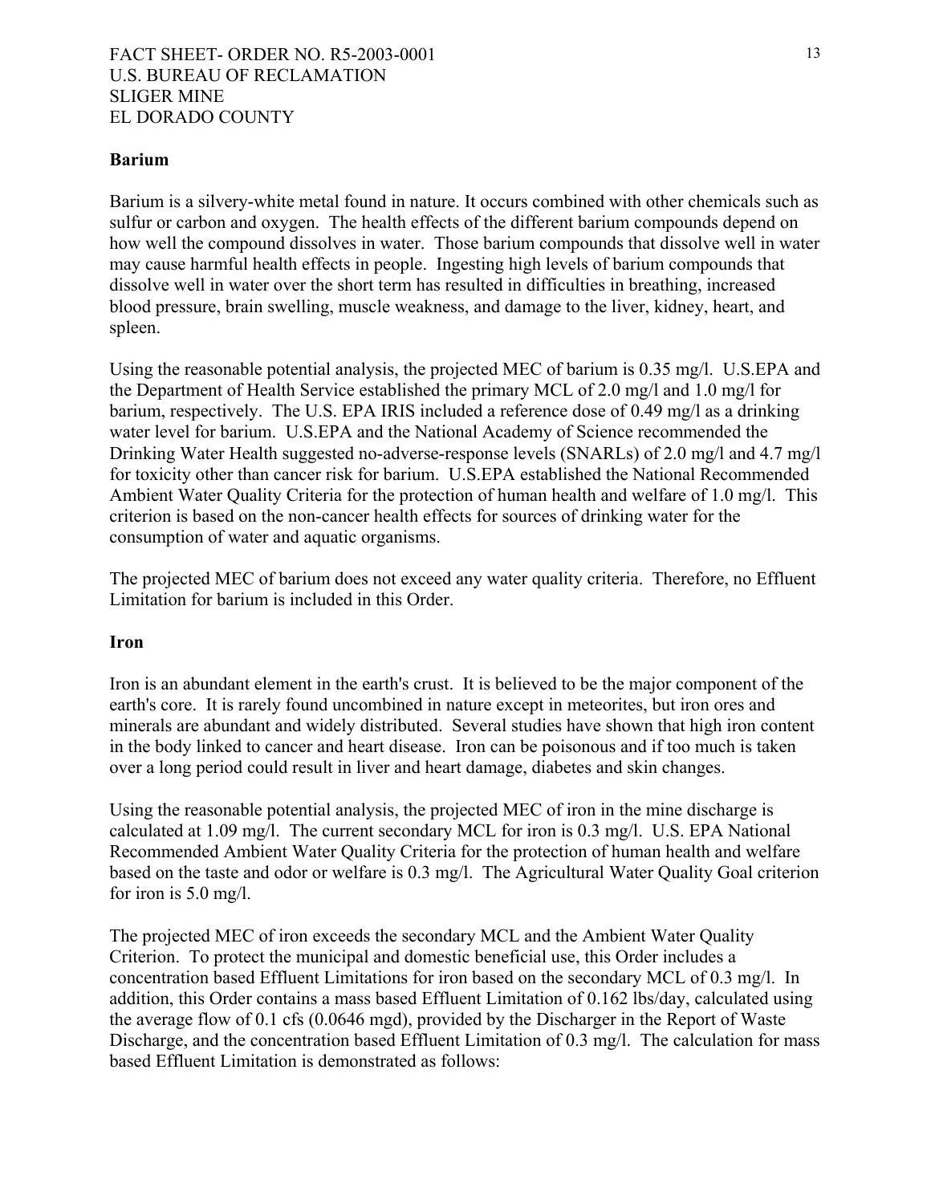**Barium**

Barium is a silvery-white metal found in nature. It occurs combined with other chemicals such as sulfur or carbon and oxygen. The health effects of the different barium compounds depend on how well the compound dissolves in water. Those barium compounds that dissolve well in water may cause harmful health effects in people. Ingesting high levels of barium compounds that dissolve well in water over the short term has resulted in difficulties in breathing, increased blood pressure, brain swelling, muscle weakness, and damage to the liver, kidney, heart, and spleen.

Using the reasonable potential analysis, the projected MEC of barium is 0.35 mg/l. U.S.EPA and the Department of Health Service established the primary MCL of 2.0 mg/l and 1.0 mg/l for barium, respectively. The U.S. EPA IRIS included a reference dose of 0.49 mg/l as a drinking water level for barium. U.S.EPA and the National Academy of Science recommended the Drinking Water Health suggested no-adverse-response levels (SNARLs) of 2.0 mg/l and 4.7 mg/l for toxicity other than cancer risk for barium. U.S.EPA established the National Recommended Ambient Water Quality Criteria for the protection of human health and welfare of 1.0 mg/l. This criterion is based on the non-cancer health effects for sources of drinking water for the consumption of water and aquatic organisms.

The projected MEC of barium does not exceed any water quality criteria. Therefore, no Effluent Limitation for barium is included in this Order.

**Iron**

Iron is an abundant element in the earth's crust. It is believed to be the major component of the earth's core. It is rarely found uncombined in nature except in meteorites, but iron ores and minerals are abundant and widely distributed. Several studies have shown that high iron content in the body linked to cancer and heart disease. Iron can be poisonous and if too much is taken over a long period could result in liver and heart damage, diabetes and skin changes.

Using the reasonable potential analysis, the projected MEC of iron in the mine discharge is calculated at 1.09 mg/l. The current secondary MCL for iron is 0.3 mg/l. U.S. EPA National Recommended Ambient Water Quality Criteria for the protection of human health and welfare based on the taste and odor or welfare is 0.3 mg/l. The Agricultural Water Quality Goal criterion for iron is 5.0 mg/l.

The projected MEC of iron exceeds the secondary MCL and the Ambient Water Quality Criterion. To protect the municipal and domestic beneficial use, this Order includes a concentration based Effluent Limitations for iron based on the secondary MCL of 0.3 mg/l. In addition, this Order contains a mass based Effluent Limitation of 0.162 lbs/day, calculated using the average flow of 0.1 cfs (0.0646 mgd), provided by the Discharger in the Report of Waste Discharge, and the concentration based Effluent Limitation of 0.3 mg/l. The calculation for mass based Effluent Limitation is demonstrated as follows: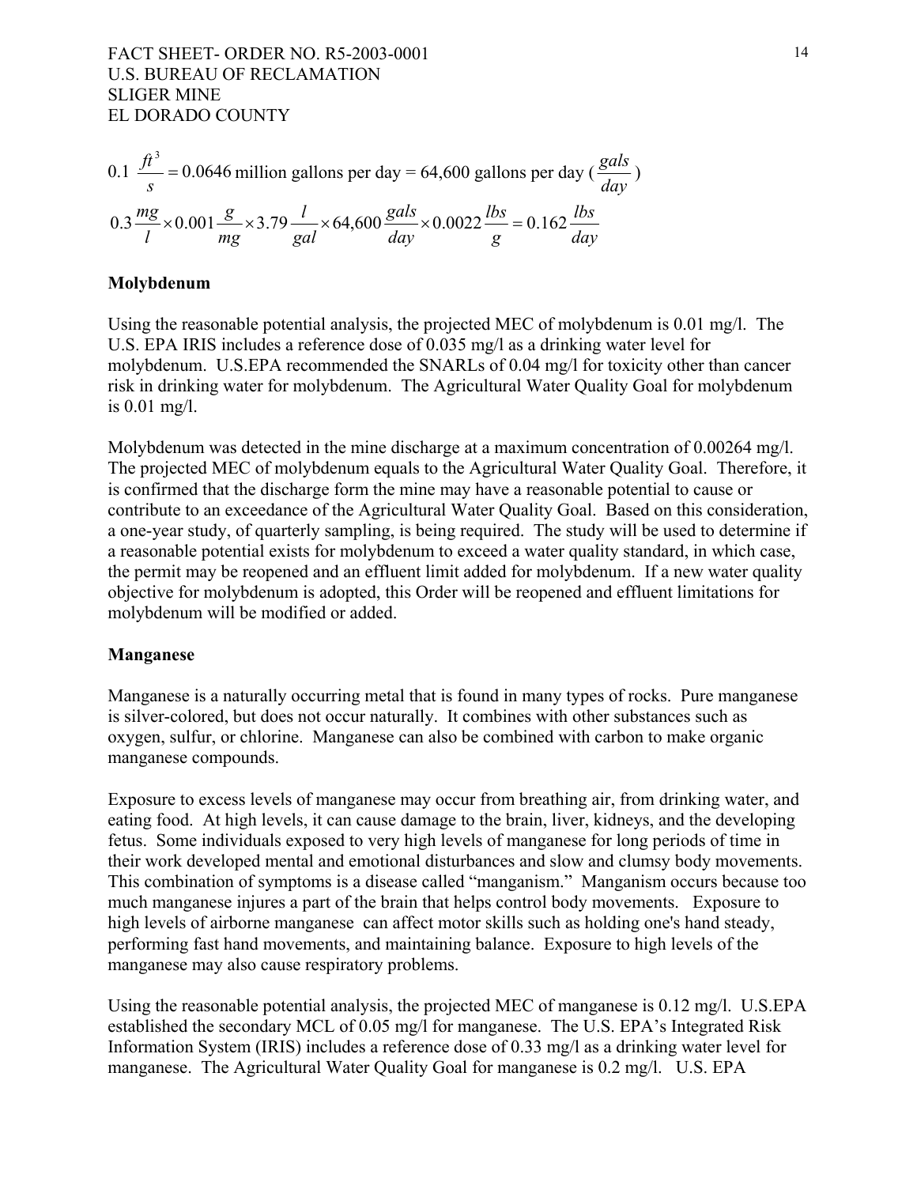$$0.1\ \frac{ft^3}{s} = 0.0646 \text{ million gallons per day} = 64{,}600 \text{ gallons per day } \left(\frac{gals}{day}\right)$$

$$0.3\frac{mg}{l} \times 0.001\frac{g}{mg} \times 3.79\frac{l}{gal} \times 64{,}600\frac{gals}{day} \times 0.0022\frac{lbs}{g} = 0.162\frac{lbs}{day}$$

**Molybdenum**

Using the reasonable potential analysis, the projected MEC of molybdenum is 0.01 mg/l. The U.S. EPA IRIS includes a reference dose of 0.035 mg/l as a drinking water level for molybdenum. U.S.EPA recommended the SNARLs of 0.04 mg/l for toxicity other than cancer risk in drinking water for molybdenum. The Agricultural Water Quality Goal for molybdenum is 0.01 mg/l.

Molybdenum was detected in the mine discharge at a maximum concentration of 0.00264 mg/l. The projected MEC of molybdenum equals to the Agricultural Water Quality Goal. Therefore, it is confirmed that the discharge form the mine may have a reasonable potential to cause or contribute to an exceedance of the Agricultural Water Quality Goal. Based on this consideration, a one-year study, of quarterly sampling, is being required. The study will be used to determine if a reasonable potential exists for molybdenum to exceed a water quality standard, in which case, the permit may be reopened and an effluent limit added for molybdenum. If a new water quality objective for molybdenum is adopted, this Order will be reopened and effluent limitations for molybdenum will be modified or added.

**Manganese**

Manganese is a naturally occurring metal that is found in many types of rocks. Pure manganese is silver-colored, but does not occur naturally. It combines with other substances such as oxygen, sulfur, or chlorine. Manganese can also be combined with carbon to make organic manganese compounds.

Exposure to excess levels of manganese may occur from breathing air, from drinking water, and eating food. At high levels, it can cause damage to the brain, liver, kidneys, and the developing fetus. Some individuals exposed to very high levels of manganese for long periods of time in their work developed mental and emotional disturbances and slow and clumsy body movements. This combination of symptoms is a disease called "manganism." Manganism occurs because too much manganese injures a part of the brain that helps control body movements. Exposure to high levels of airborne manganese can affect motor skills such as holding one's hand steady, performing fast hand movements, and maintaining balance. Exposure to high levels of the manganese may also cause respiratory problems.

Using the reasonable potential analysis, the projected MEC of manganese is 0.12 mg/l. U.S.EPA established the secondary MCL of 0.05 mg/l for manganese. The U.S. EPA's Integrated Risk Information System (IRIS) includes a reference dose of 0.33 mg/l as a drinking water level for manganese. The Agricultural Water Quality Goal for manganese is 0.2 mg/l. U.S. EPA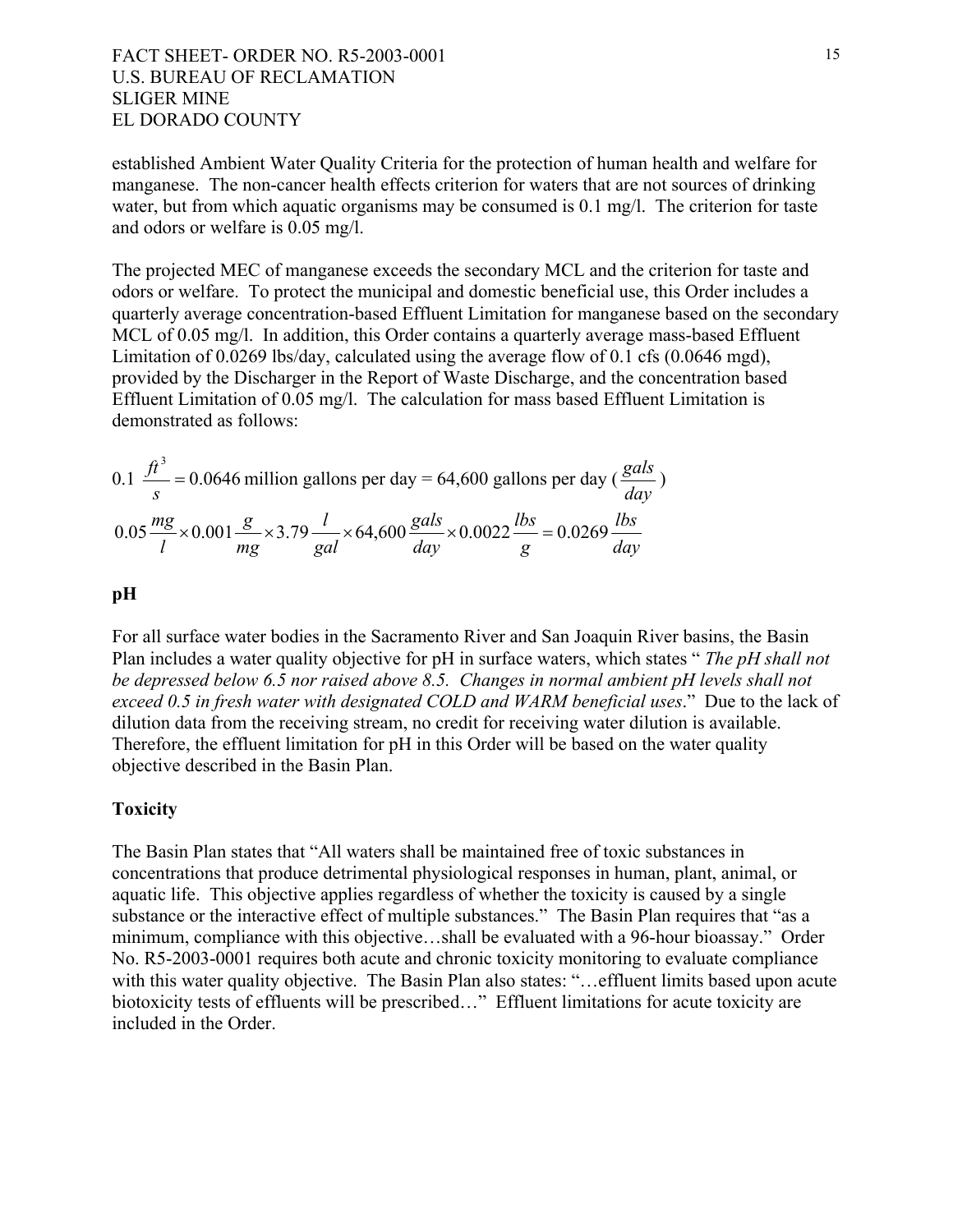established Ambient Water Quality Criteria for the protection of human health and welfare for manganese. The non-cancer health effects criterion for waters that are not sources of drinking water, but from which aquatic organisms may be consumed is 0.1 mg/l. The criterion for taste and odors or welfare is 0.05 mg/l.

The projected MEC of manganese exceeds the secondary MCL and the criterion for taste and odors or welfare. To protect the municipal and domestic beneficial use, this Order includes a quarterly average concentration-based Effluent Limitation for manganese based on the secondary MCL of 0.05 mg/l. In addition, this Order contains a quarterly average mass-based Effluent Limitation of 0.0269 lbs/day, calculated using the average flow of 0.1 cfs (0.0646 mgd), provided by the Discharger in the Report of Waste Discharge, and the concentration based Effluent Limitation of 0.05 mg/l. The calculation for mass based Effluent Limitation is demonstrated as follows:

$$0.1\ \frac{ft^3}{s} = 0.0646 \text{ million gallons per day} = 64{,}600 \text{ gallons per day } \left(\frac{gals}{day}\right)$$

$$0.05\frac{mg}{l} \times 0.001\frac{g}{mg} \times 3.79\frac{l}{gal} \times 64{,}600\frac{gals}{day} \times 0.0022\frac{lbs}{g} = 0.0269\frac{lbs}{day}$$

**pH**

For all surface water bodies in the Sacramento River and San Joaquin River basins, the Basin Plan includes a water quality objective for pH in surface waters, which states " *The pH shall not be depressed below 6.5 nor raised above 8.5. Changes in normal ambient pH levels shall not exceed 0.5 in fresh water with designated COLD and WARM beneficial uses*." Due to the lack of dilution data from the receiving stream, no credit for receiving water dilution is available. Therefore, the effluent limitation for pH in this Order will be based on the water quality objective described in the Basin Plan.

**Toxicity**

The Basin Plan states that "All waters shall be maintained free of toxic substances in concentrations that produce detrimental physiological responses in human, plant, animal, or aquatic life. This objective applies regardless of whether the toxicity is caused by a single substance or the interactive effect of multiple substances." The Basin Plan requires that "as a minimum, compliance with this objective…shall be evaluated with a 96-hour bioassay." Order No. R5-2003-0001 requires both acute and chronic toxicity monitoring to evaluate compliance with this water quality objective. The Basin Plan also states: "…effluent limits based upon acute biotoxicity tests of effluents will be prescribed…" Effluent limitations for acute toxicity are included in the Order.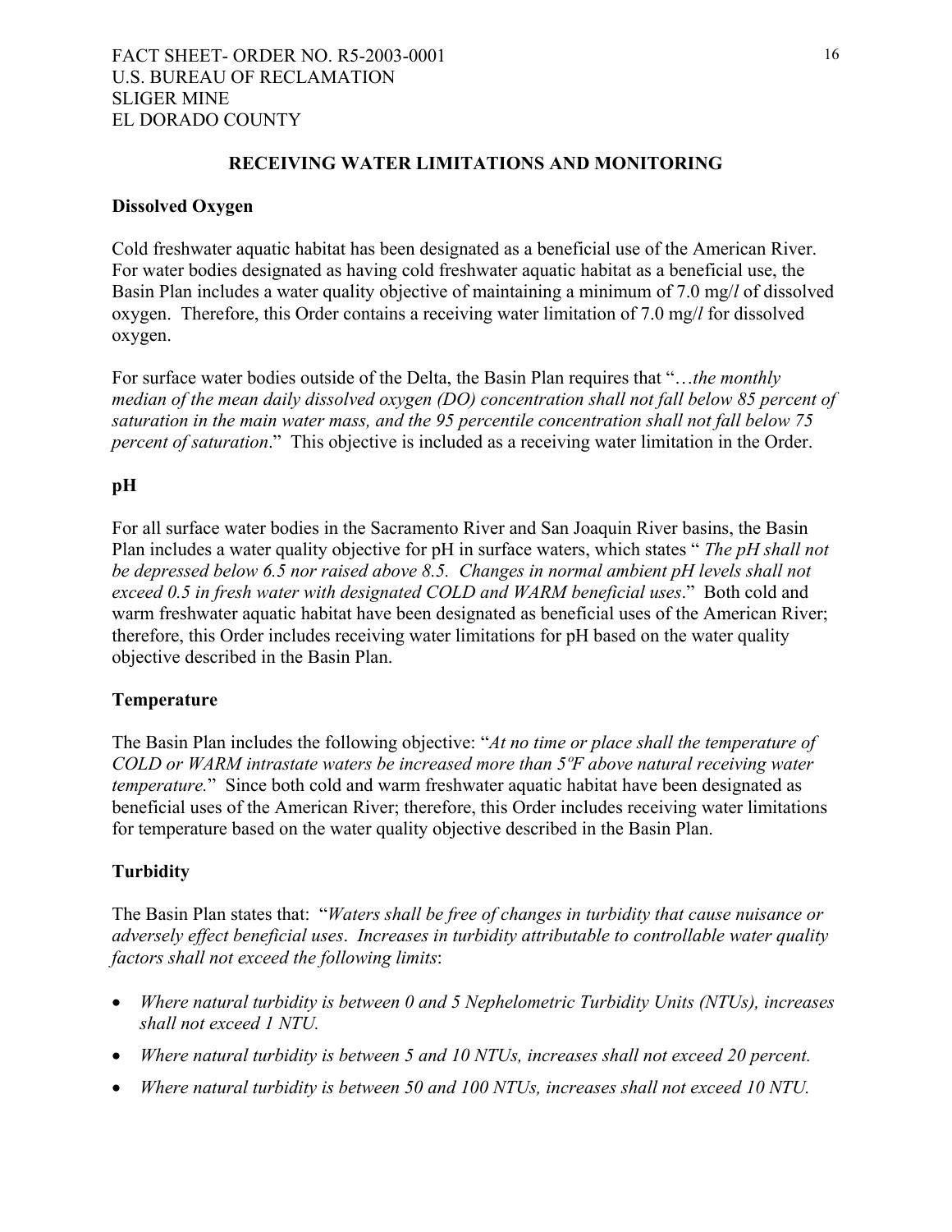FACT SHEET- ORDER NO. R5-2003-0001
U.S. BUREAU OF RECLAMATION
SLIGER MINE
EL DORADO COUNTY

## RECEIVING WATER LIMITATIONS AND MONITORING

### Dissolved Oxygen

Cold freshwater aquatic habitat has been designated as a beneficial use of the American River. For water bodies designated as having cold freshwater aquatic habitat as a beneficial use, the Basin Plan includes a water quality objective of maintaining a minimum of 7.0 mg/*l* of dissolved oxygen. Therefore, this Order contains a receiving water limitation of 7.0 mg/*l* for dissolved oxygen.

For surface water bodies outside of the Delta, the Basin Plan requires that "…*the monthly median of the mean daily dissolved oxygen (DO) concentration shall not fall below 85 percent of saturation in the main water mass, and the 95 percentile concentration shall not fall below 75 percent of saturation*." This objective is included as a receiving water limitation in the Order.

### pH

For all surface water bodies in the Sacramento River and San Joaquin River basins, the Basin Plan includes a water quality objective for pH in surface waters, which states " *The pH shall not be depressed below 6.5 nor raised above 8.5. Changes in normal ambient pH levels shall not exceed 0.5 in fresh water with designated COLD and WARM beneficial uses*." Both cold and warm freshwater aquatic habitat have been designated as beneficial uses of the American River; therefore, this Order includes receiving water limitations for pH based on the water quality objective described in the Basin Plan.

### Temperature

The Basin Plan includes the following objective: "*At no time or place shall the temperature of COLD or WARM intrastate waters be increased more than 5ºF above natural receiving water temperature.*" Since both cold and warm freshwater aquatic habitat have been designated as beneficial uses of the American River; therefore, this Order includes receiving water limitations for temperature based on the water quality objective described in the Basin Plan.

### Turbidity

The Basin Plan states that: "*Waters shall be free of changes in turbidity that cause nuisance or adversely effect beneficial uses*. *Increases in turbidity attributable to controllable water quality factors shall not exceed the following limits*:

- *Where natural turbidity is between 0 and 5 Nephelometric Turbidity Units (NTUs), increases shall not exceed 1 NTU.*
- *Where natural turbidity is between 5 and 10 NTUs, increases shall not exceed 20 percent.*
- *Where natural turbidity is between 50 and 100 NTUs, increases shall not exceed 10 NTU.*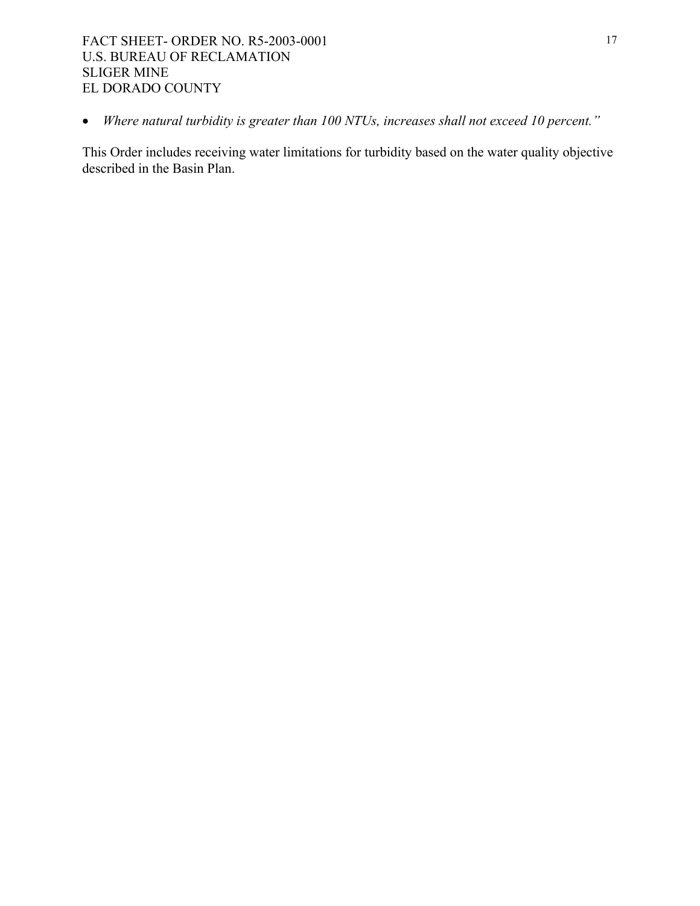- *Where natural turbidity is greater than 100 NTUs, increases shall not exceed 10 percent."*

This Order includes receiving water limitations for turbidity based on the water quality objective described in the Basin Plan.